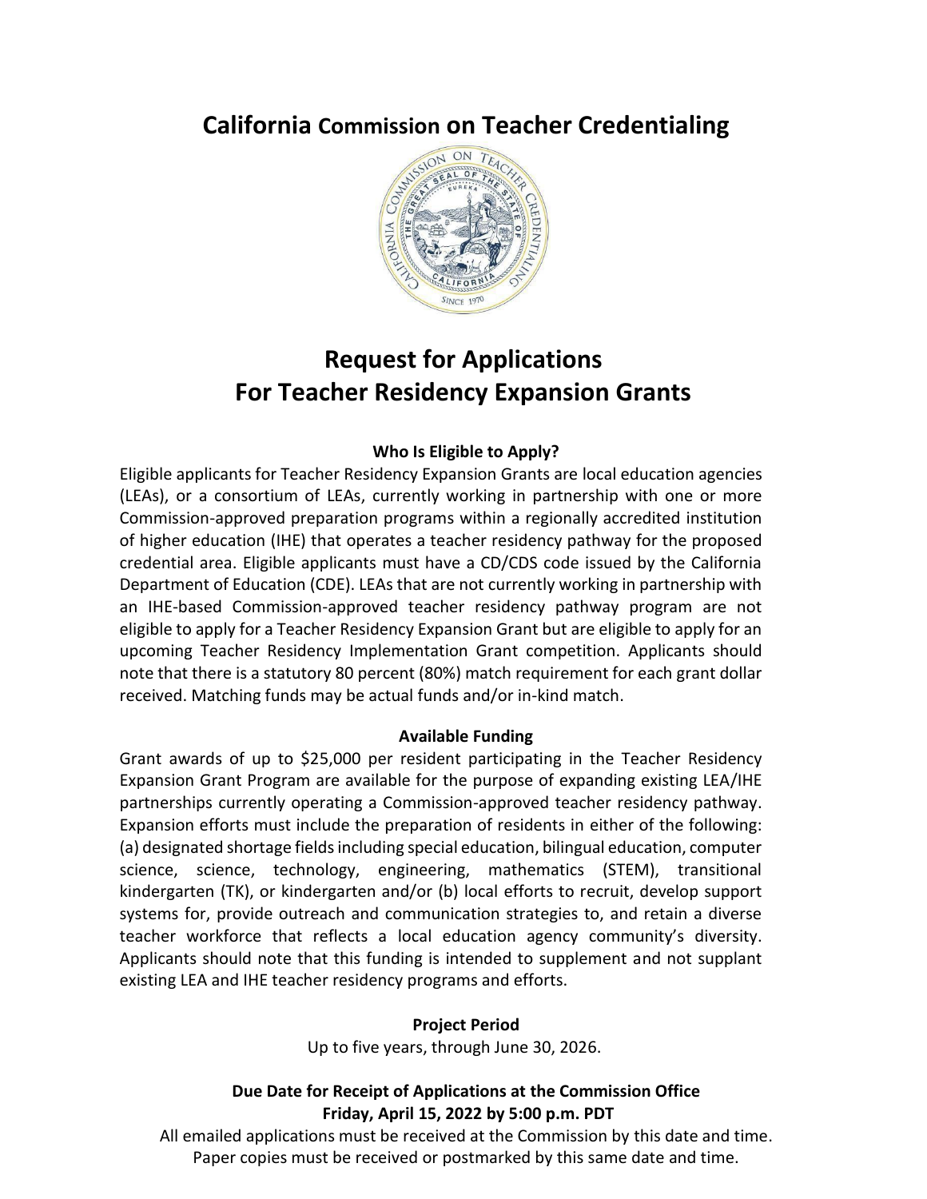# California Commission on Teacher Credentialing

# Request for Applications
# For Teacher Residency Expansion Grants

### Who Is Eligible to Apply?

Eligible applicants for Teacher Residency Expansion Grants are local education agencies (LEAs), or a consortium of LEAs, currently working in partnership with one or more Commission-approved preparation programs within a regionally accredited institution of higher education (IHE) that operates a teacher residency pathway for the proposed credential area. Eligible applicants must have a CD/CDS code issued by the California Department of Education (CDE). LEAs that are not currently working in partnership with an IHE-based Commission-approved teacher residency pathway program are not eligible to apply for a Teacher Residency Expansion Grant but are eligible to apply for an upcoming Teacher Residency Implementation Grant competition. Applicants should note that there is a statutory 80 percent (80%) match requirement for each grant dollar received. Matching funds may be actual funds and/or in-kind match.

### Available Funding

Grant awards of up to $25,000 per resident participating in the Teacher Residency Expansion Grant Program are available for the purpose of expanding existing LEA/IHE partnerships currently operating a Commission-approved teacher residency pathway. Expansion efforts must include the preparation of residents in either of the following: (a) designated shortage fields including special education, bilingual education, computer science, science, technology, engineering, mathematics (STEM), transitional kindergarten (TK), or kindergarten and/or (b) local efforts to recruit, develop support systems for, provide outreach and communication strategies to, and retain a diverse teacher workforce that reflects a local education agency community's diversity. Applicants should note that this funding is intended to supplement and not supplant existing LEA and IHE teacher residency programs and efforts.

### Project Period

Up to five years, through June 30, 2026.

### Due Date for Receipt of Applications at the Commission Office
### Friday, April 15, 2022 by 5:00 p.m. PDT

All emailed applications must be received at the Commission by this date and time.
Paper copies must be received or postmarked by this same date and time.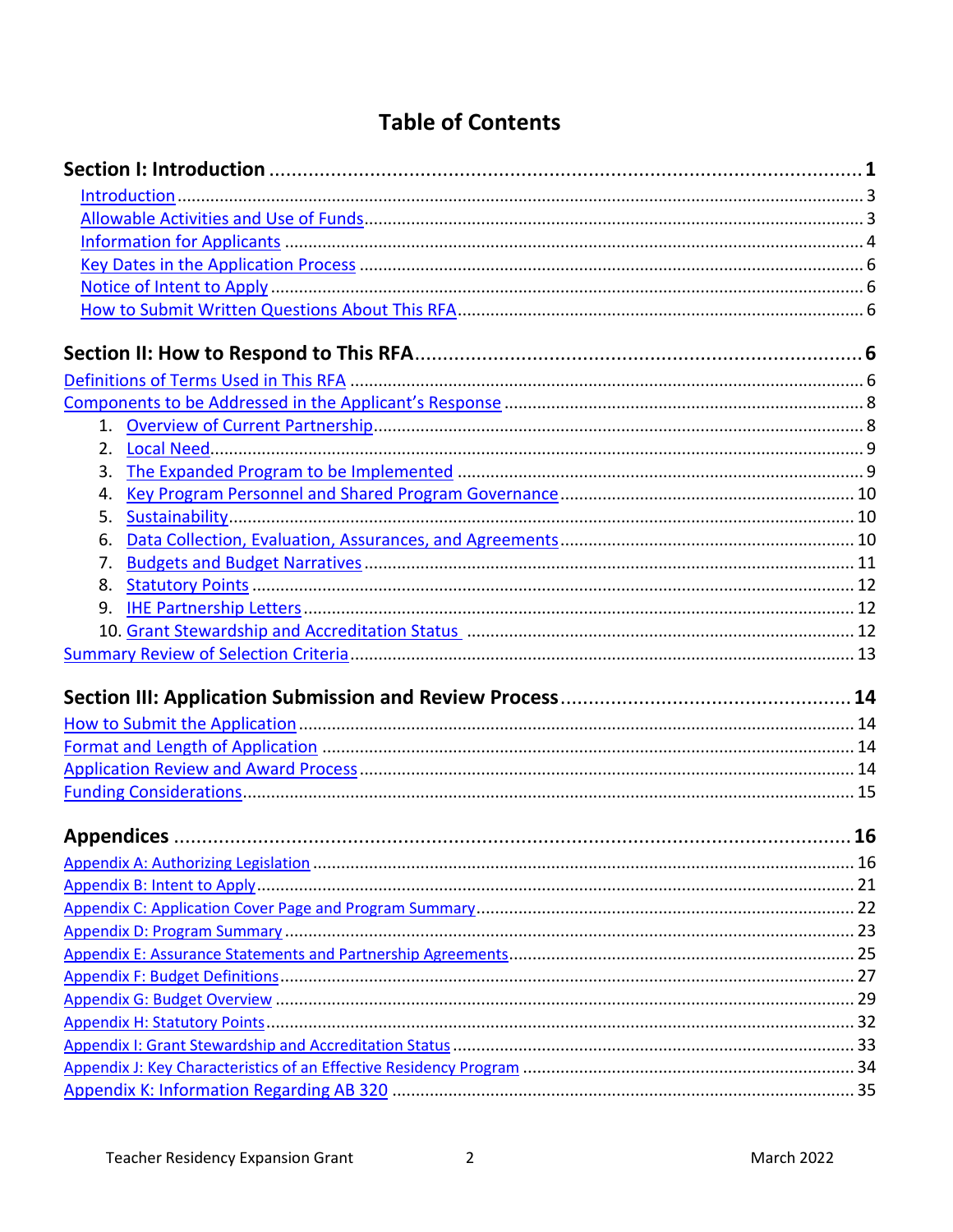# Table of Contents

**Section I: Introduction ........................................................................................................ 1**

Introduction ........................................................................................................................... 3
Allowable Activities and Use of Funds ................................................................................... 3
Information for Applicants ..................................................................................................... 4
Key Dates in the Application Process ..................................................................................... 6
Notice of Intent to Apply ........................................................................................................ 6
How to Submit Written Questions About This RFA ................................................................ 6

**Section II: How to Respond to This RFA ............................................................................... 6**

Definitions of Terms Used in This RFA ....................................................................................... 6
Components to be Addressed in the Applicant's Response ...................................................... 8

1. Overview of Current Partnership ....................................................................................... 8
2. Local Need ......................................................................................................................... 9
3. The Expanded Program to be Implemented ....................................................................... 9
4. Key Program Personnel and Shared Program Governance ............................................... 10
5. Sustainability .................................................................................................................... 10
6. Data Collection, Evaluation, Assurances, and Agreements ............................................... 10
7. Budgets and Budget Narratives ........................................................................................ 11
8. Statutory Points ................................................................................................................ 12
9. IHE Partnership Letters .................................................................................................... 12
10. Grant Stewardship and Accreditation Status ................................................................. 12

Summary Review of Selection Criteria ..................................................................................... 13

**Section III: Application Submission and Review Process ..................................................... 14**

How to Submit the Application ................................................................................................ 14
Format and Length of Application ........................................................................................... 14
Application Review and Award Process ................................................................................... 14
Funding Considerations ............................................................................................................ 15

**Appendices ........................................................................................................................ 16**

Appendix A: Authorizing Legislation ........................................................................................ 16
Appendix B: Intent to Apply ..................................................................................................... 21
Appendix C: Application Cover Page and Program Summary ................................................... 22
Appendix D: Program Summary ............................................................................................... 23
Appendix E: Assurance Statements and Partnership Agreements ........................................... 25
Appendix F: Budget Definitions ................................................................................................ 27
Appendix G: Budget Overview ................................................................................................. 29
Appendix H: Statutory Points ................................................................................................... 32
Appendix I: Grant Stewardship and Accreditation Status ......................................................... 33
Appendix J: Key Characteristics of an Effective Residency Program ......................................... 34
Appendix K: Information Regarding AB 320 ............................................................................. 35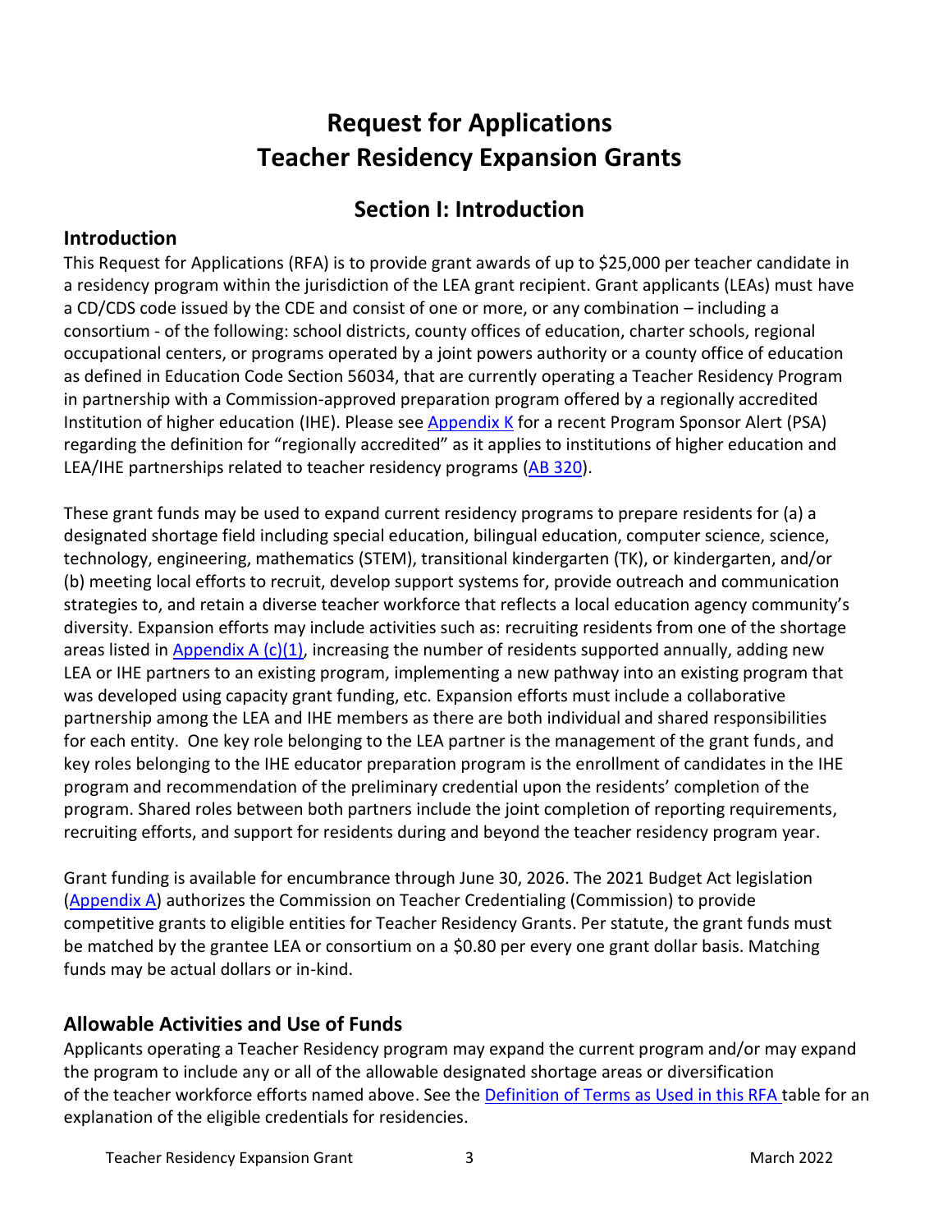# Request for Applications
# Teacher Residency Expansion Grants

## Section I: Introduction

### Introduction

This Request for Applications (RFA) is to provide grant awards of up to $25,000 per teacher candidate in a residency program within the jurisdiction of the LEA grant recipient. Grant applicants (LEAs) must have a CD/CDS code issued by the CDE and consist of one or more, or any combination – including a consortium - of the following: school districts, county offices of education, charter schools, regional occupational centers, or programs operated by a joint powers authority or a county office of education as defined in Education Code Section 56034, that are currently operating a Teacher Residency Program in partnership with a Commission-approved preparation program offered by a regionally accredited Institution of higher education (IHE). Please see Appendix K for a recent Program Sponsor Alert (PSA) regarding the definition for "regionally accredited" as it applies to institutions of higher education and LEA/IHE partnerships related to teacher residency programs (AB 320).

These grant funds may be used to expand current residency programs to prepare residents for (a) a designated shortage field including special education, bilingual education, computer science, science, technology, engineering, mathematics (STEM), transitional kindergarten (TK), or kindergarten, and/or (b) meeting local efforts to recruit, develop support systems for, provide outreach and communication strategies to, and retain a diverse teacher workforce that reflects a local education agency community's diversity. Expansion efforts may include activities such as: recruiting residents from one of the shortage areas listed in Appendix A (c)(1), increasing the number of residents supported annually, adding new LEA or IHE partners to an existing program, implementing a new pathway into an existing program that was developed using capacity grant funding, etc. Expansion efforts must include a collaborative partnership among the LEA and IHE members as there are both individual and shared responsibilities for each entity. One key role belonging to the LEA partner is the management of the grant funds, and key roles belonging to the IHE educator preparation program is the enrollment of candidates in the IHE program and recommendation of the preliminary credential upon the residents' completion of the program. Shared roles between both partners include the joint completion of reporting requirements, recruiting efforts, and support for residents during and beyond the teacher residency program year.

Grant funding is available for encumbrance through June 30, 2026. The 2021 Budget Act legislation (Appendix A) authorizes the Commission on Teacher Credentialing (Commission) to provide competitive grants to eligible entities for Teacher Residency Grants. Per statute, the grant funds must be matched by the grantee LEA or consortium on a $0.80 per every one grant dollar basis. Matching funds may be actual dollars or in-kind.

### Allowable Activities and Use of Funds

Applicants operating a Teacher Residency program may expand the current program and/or may expand the program to include any or all of the allowable designated shortage areas or diversification of the teacher workforce efforts named above. See the Definition of Terms as Used in this RFA table for an explanation of the eligible credentials for residencies.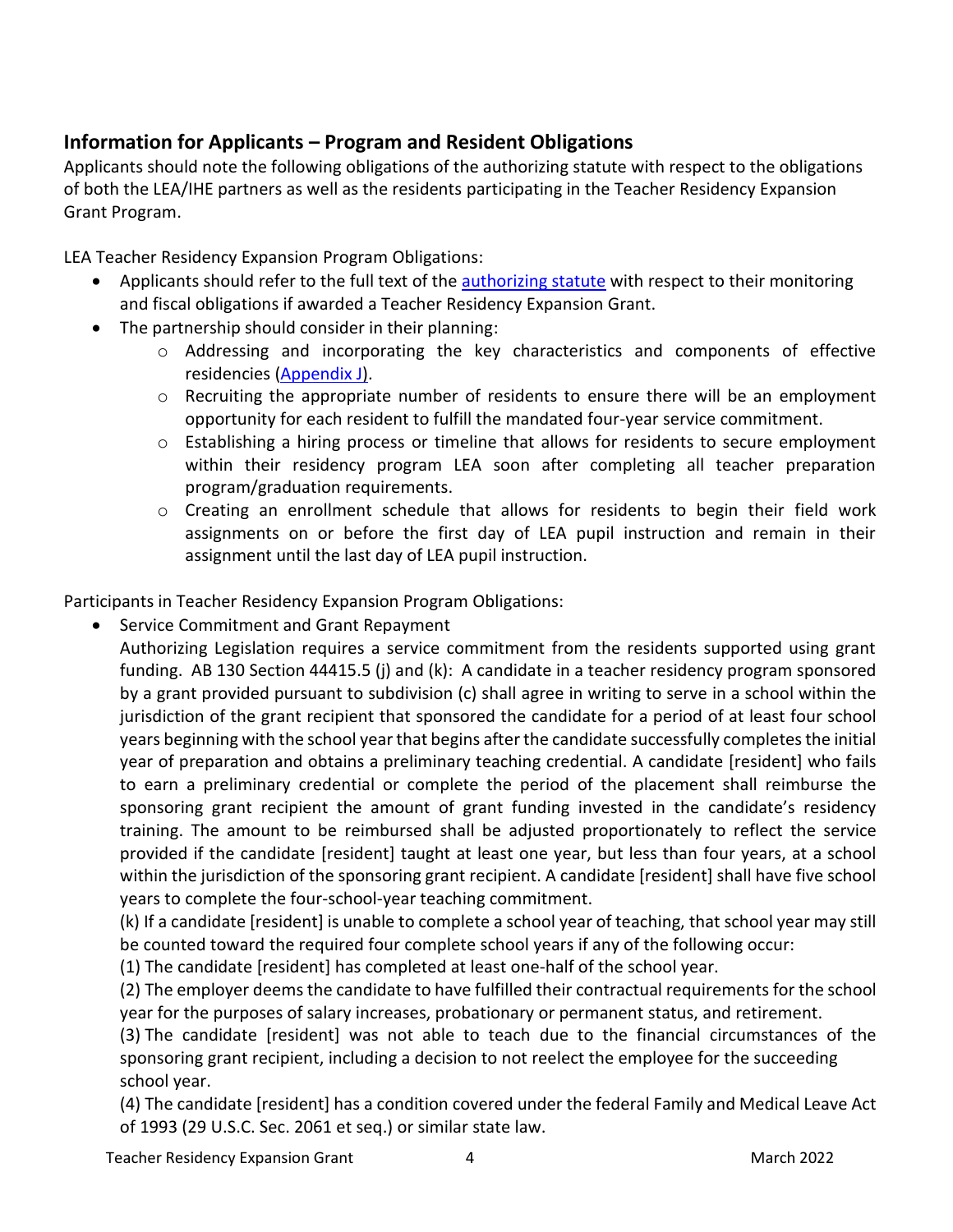## Information for Applicants – Program and Resident Obligations

Applicants should note the following obligations of the authorizing statute with respect to the obligations of both the LEA/IHE partners as well as the residents participating in the Teacher Residency Expansion Grant Program.

LEA Teacher Residency Expansion Program Obligations:

- Applicants should refer to the full text of the authorizing statute with respect to their monitoring and fiscal obligations if awarded a Teacher Residency Expansion Grant.
- The partnership should consider in their planning:
  - Addressing and incorporating the key characteristics and components of effective residencies (Appendix J).
  - Recruiting the appropriate number of residents to ensure there will be an employment opportunity for each resident to fulfill the mandated four-year service commitment.
  - Establishing a hiring process or timeline that allows for residents to secure employment within their residency program LEA soon after completing all teacher preparation program/graduation requirements.
  - Creating an enrollment schedule that allows for residents to begin their field work assignments on or before the first day of LEA pupil instruction and remain in their assignment until the last day of LEA pupil instruction.

Participants in Teacher Residency Expansion Program Obligations:

- Service Commitment and Grant Repayment
  Authorizing Legislation requires a service commitment from the residents supported using grant funding. AB 130 Section 44415.5 (j) and (k): A candidate in a teacher residency program sponsored by a grant provided pursuant to subdivision (c) shall agree in writing to serve in a school within the jurisdiction of the grant recipient that sponsored the candidate for a period of at least four school years beginning with the school year that begins after the candidate successfully completes the initial year of preparation and obtains a preliminary teaching credential. A candidate [resident] who fails to earn a preliminary credential or complete the period of the placement shall reimburse the sponsoring grant recipient the amount of grant funding invested in the candidate's residency training. The amount to be reimbursed shall be adjusted proportionately to reflect the service provided if the candidate [resident] taught at least one year, but less than four years, at a school within the jurisdiction of the sponsoring grant recipient. A candidate [resident] shall have five school years to complete the four-school-year teaching commitment.
  (k) If a candidate [resident] is unable to complete a school year of teaching, that school year may still be counted toward the required four complete school years if any of the following occur:
  (1) The candidate [resident] has completed at least one-half of the school year.
  (2) The employer deems the candidate to have fulfilled their contractual requirements for the school year for the purposes of salary increases, probationary or permanent status, and retirement.
  (3) The candidate [resident] was not able to teach due to the financial circumstances of the sponsoring grant recipient, including a decision to not reelect the employee for the succeeding school year.
  (4) The candidate [resident] has a condition covered under the federal Family and Medical Leave Act of 1993 (29 U.S.C. Sec. 2061 et seq.) or similar state law.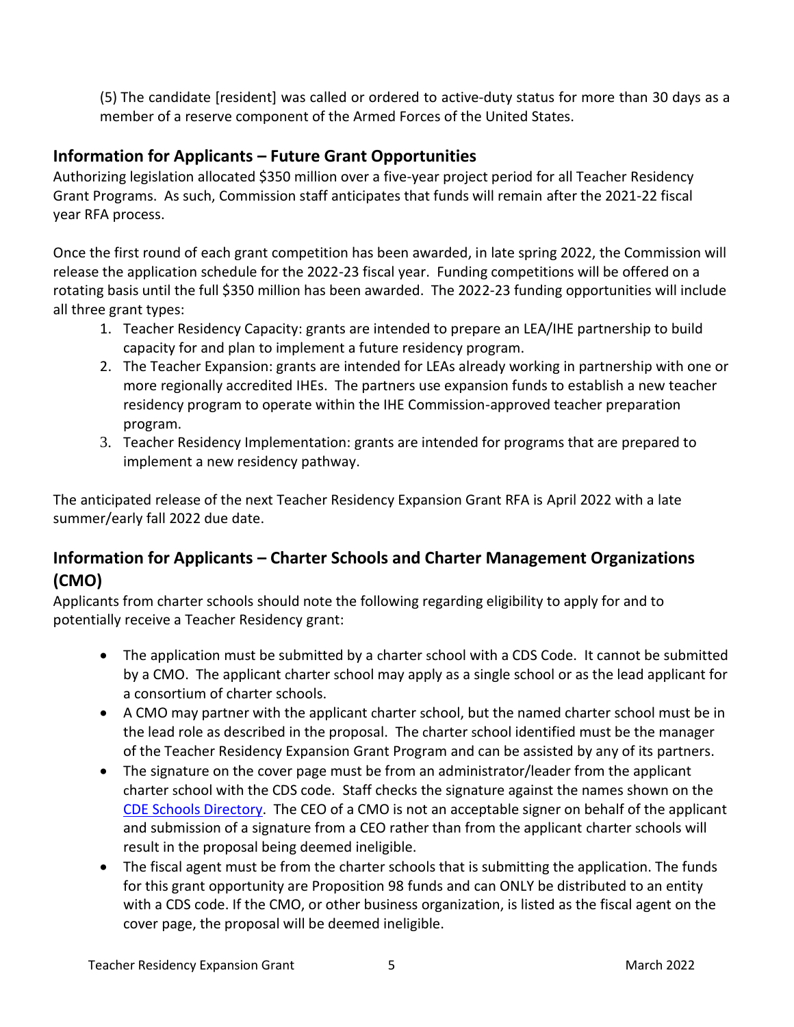(5) The candidate [resident] was called or ordered to active-duty status for more than 30 days as a member of a reserve component of the Armed Forces of the United States.

## Information for Applicants – Future Grant Opportunities

Authorizing legislation allocated $350 million over a five-year project period for all Teacher Residency Grant Programs. As such, Commission staff anticipates that funds will remain after the 2021-22 fiscal year RFA process.

Once the first round of each grant competition has been awarded, in late spring 2022, the Commission will release the application schedule for the 2022-23 fiscal year. Funding competitions will be offered on a rotating basis until the full $350 million has been awarded. The 2022-23 funding opportunities will include all three grant types:

1. Teacher Residency Capacity: grants are intended to prepare an LEA/IHE partnership to build capacity for and plan to implement a future residency program.
2. The Teacher Expansion: grants are intended for LEAs already working in partnership with one or more regionally accredited IHEs. The partners use expansion funds to establish a new teacher residency program to operate within the IHE Commission-approved teacher preparation program.
3. Teacher Residency Implementation: grants are intended for programs that are prepared to implement a new residency pathway.

The anticipated release of the next Teacher Residency Expansion Grant RFA is April 2022 with a late summer/early fall 2022 due date.

## Information for Applicants – Charter Schools and Charter Management Organizations (CMO)

Applicants from charter schools should note the following regarding eligibility to apply for and to potentially receive a Teacher Residency grant:

- The application must be submitted by a charter school with a CDS Code. It cannot be submitted by a CMO. The applicant charter school may apply as a single school or as the lead applicant for a consortium of charter schools.
- A CMO may partner with the applicant charter school, but the named charter school must be in the lead role as described in the proposal. The charter school identified must be the manager of the Teacher Residency Expansion Grant Program and can be assisted by any of its partners.
- The signature on the cover page must be from an administrator/leader from the applicant charter school with the CDS code. Staff checks the signature against the names shown on the CDE Schools Directory. The CEO of a CMO is not an acceptable signer on behalf of the applicant and submission of a signature from a CEO rather than from the applicant charter schools will result in the proposal being deemed ineligible.
- The fiscal agent must be from the charter schools that is submitting the application. The funds for this grant opportunity are Proposition 98 funds and can ONLY be distributed to an entity with a CDS code. If the CMO, or other business organization, is listed as the fiscal agent on the cover page, the proposal will be deemed ineligible.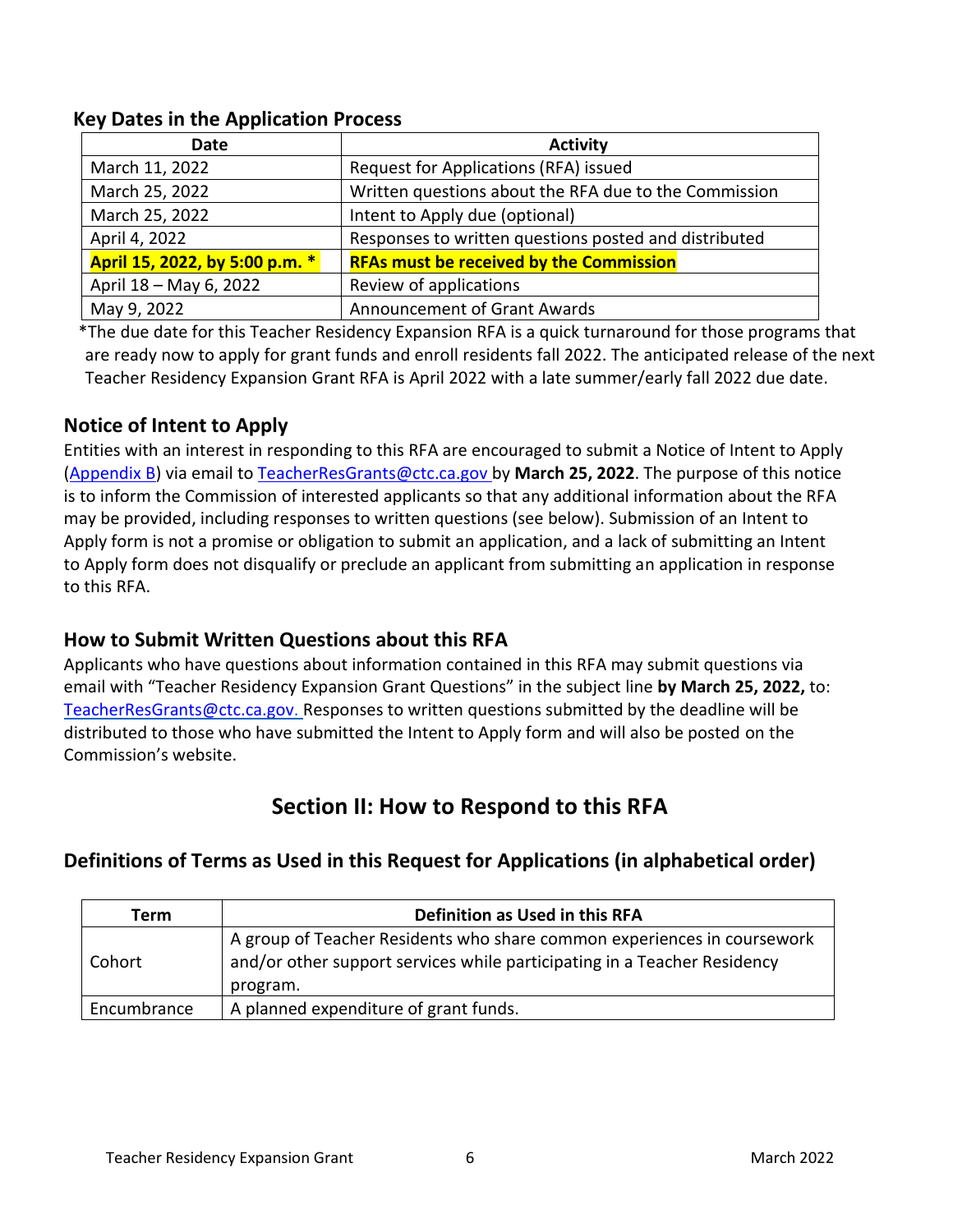### Key Dates in the Application Process

| Date | Activity |
|---|---|
| March 11, 2022 | Request for Applications (RFA) issued |
| March 25, 2022 | Written questions about the RFA due to the Commission |
| March 25, 2022 | Intent to Apply due (optional) |
| April 4, 2022 | Responses to written questions posted and distributed |
| **April 15, 2022, by 5:00 p.m. *** | **RFAs must be received by the Commission** |
| April 18 – May 6, 2022 | Review of applications |
| May 9, 2022 | Announcement of Grant Awards |

*The due date for this Teacher Residency Expansion RFA is a quick turnaround for those programs that are ready now to apply for grant funds and enroll residents fall 2022. The anticipated release of the next Teacher Residency Expansion Grant RFA is April 2022 with a late summer/early fall 2022 due date.

### Notice of Intent to Apply

Entities with an interest in responding to this RFA are encouraged to submit a Notice of Intent to Apply (Appendix B) via email to TeacherResGrants@ctc.ca.gov by **March 25, 2022**. The purpose of this notice is to inform the Commission of interested applicants so that any additional information about the RFA may be provided, including responses to written questions (see below). Submission of an Intent to Apply form is not a promise or obligation to submit an application, and a lack of submitting an Intent to Apply form does not disqualify or preclude an applicant from submitting an application in response to this RFA.

### How to Submit Written Questions about this RFA

Applicants who have questions about information contained in this RFA may submit questions via email with "Teacher Residency Expansion Grant Questions" in the subject line **by March 25, 2022,** to: TeacherResGrants@ctc.ca.gov. Responses to written questions submitted by the deadline will be distributed to those who have submitted the Intent to Apply form and will also be posted on the Commission's website.

## Section II: How to Respond to this RFA

### Definitions of Terms as Used in this Request for Applications (in alphabetical order)

| Term | Definition as Used in this RFA |
|---|---|
| Cohort | A group of Teacher Residents who share common experiences in coursework and/or other support services while participating in a Teacher Residency program. |
| Encumbrance | A planned expenditure of grant funds. |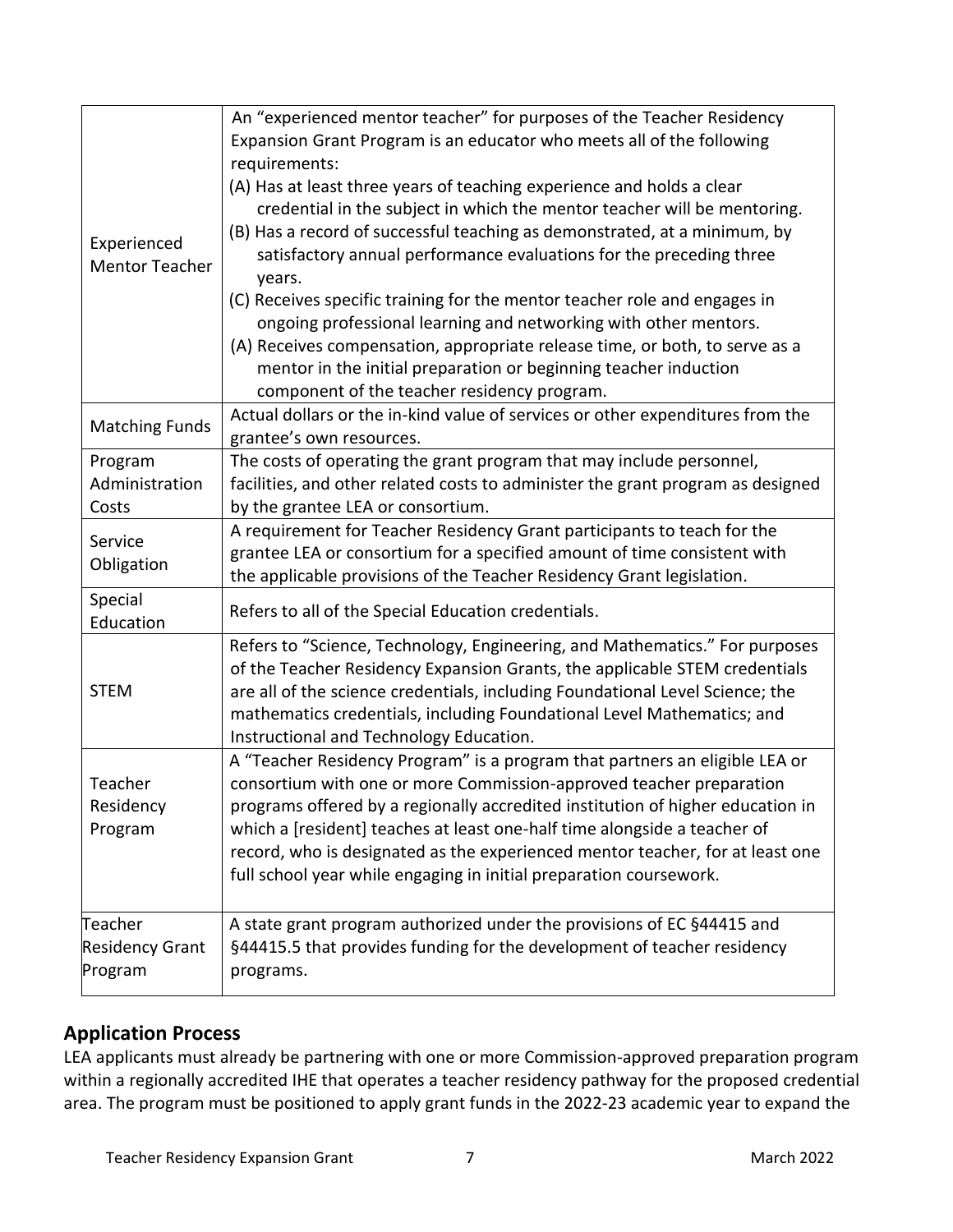| | |
|---|---|
| Experienced Mentor Teacher | An "experienced mentor teacher" for purposes of the Teacher Residency Expansion Grant Program is an educator who meets all of the following requirements:<br>(A) Has at least three years of teaching experience and holds a clear credential in the subject in which the mentor teacher will be mentoring.<br>(B) Has a record of successful teaching as demonstrated, at a minimum, by satisfactory annual performance evaluations for the preceding three years.<br>(C) Receives specific training for the mentor teacher role and engages in ongoing professional learning and networking with other mentors.<br>(A) Receives compensation, appropriate release time, or both, to serve as a mentor in the initial preparation or beginning teacher induction component of the teacher residency program. |
| Matching Funds | Actual dollars or the in-kind value of services or other expenditures from the grantee's own resources. |
| Program Administration Costs | The costs of operating the grant program that may include personnel, facilities, and other related costs to administer the grant program as designed by the grantee LEA or consortium. |
| Service Obligation | A requirement for Teacher Residency Grant participants to teach for the grantee LEA or consortium for a specified amount of time consistent with the applicable provisions of the Teacher Residency Grant legislation. |
| Special Education | Refers to all of the Special Education credentials. |
| STEM | Refers to "Science, Technology, Engineering, and Mathematics." For purposes of the Teacher Residency Expansion Grants, the applicable STEM credentials are all of the science credentials, including Foundational Level Science; the mathematics credentials, including Foundational Level Mathematics; and Instructional and Technology Education. |
| Teacher Residency Program | A "Teacher Residency Program" is a program that partners an eligible LEA or consortium with one or more Commission-approved teacher preparation programs offered by a regionally accredited institution of higher education in which a [resident] teaches at least one-half time alongside a teacher of record, who is designated as the experienced mentor teacher, for at least one full school year while engaging in initial preparation coursework. |
| Teacher Residency Grant Program | A state grant program authorized under the provisions of EC §44415 and §44415.5 that provides funding for the development of teacher residency programs. |

## Application Process

LEA applicants must already be partnering with one or more Commission-approved preparation program within a regionally accredited IHE that operates a teacher residency pathway for the proposed credential area. The program must be positioned to apply grant funds in the 2022-23 academic year to expand the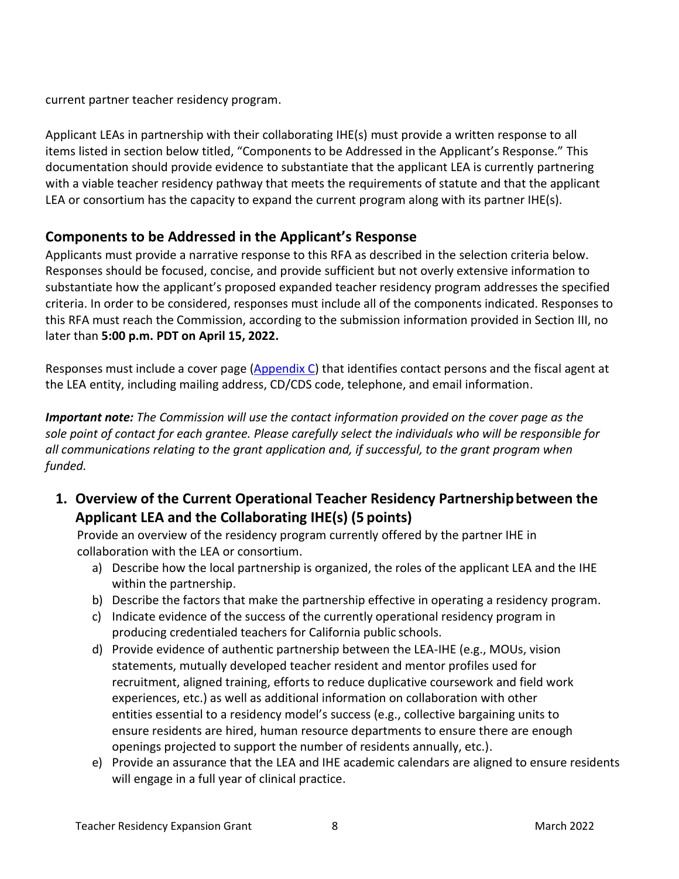current partner teacher residency program.

Applicant LEAs in partnership with their collaborating IHE(s) must provide a written response to all items listed in section below titled, "Components to be Addressed in the Applicant's Response." This documentation should provide evidence to substantiate that the applicant LEA is currently partnering with a viable teacher residency pathway that meets the requirements of statute and that the applicant LEA or consortium has the capacity to expand the current program along with its partner IHE(s).

## Components to be Addressed in the Applicant's Response

Applicants must provide a narrative response to this RFA as described in the selection criteria below. Responses should be focused, concise, and provide sufficient but not overly extensive information to substantiate how the applicant's proposed expanded teacher residency program addresses the specified criteria. In order to be considered, responses must include all of the components indicated. Responses to this RFA must reach the Commission, according to the submission information provided in Section III, no later than **5:00 p.m. PDT on April 15, 2022.**

Responses must include a cover page (Appendix C) that identifies contact persons and the fiscal agent at the LEA entity, including mailing address, CD/CDS code, telephone, and email information.

***Important note:*** *The Commission will use the contact information provided on the cover page as the sole point of contact for each grantee. Please carefully select the individuals who will be responsible for all communications relating to the grant application and, if successful, to the grant program when funded.*

### 1. Overview of the Current Operational Teacher Residency Partnership between the Applicant LEA and the Collaborating IHE(s) (5 points)

Provide an overview of the residency program currently offered by the partner IHE in collaboration with the LEA or consortium.

a) Describe how the local partnership is organized, the roles of the applicant LEA and the IHE within the partnership.
b) Describe the factors that make the partnership effective in operating a residency program.
c) Indicate evidence of the success of the currently operational residency program in producing credentialed teachers for California public schools.
d) Provide evidence of authentic partnership between the LEA-IHE (e.g., MOUs, vision statements, mutually developed teacher resident and mentor profiles used for recruitment, aligned training, efforts to reduce duplicative coursework and field work experiences, etc.) as well as additional information on collaboration with other entities essential to a residency model's success (e.g., collective bargaining units to ensure residents are hired, human resource departments to ensure there are enough openings projected to support the number of residents annually, etc.).
e) Provide an assurance that the LEA and IHE academic calendars are aligned to ensure residents will engage in a full year of clinical practice.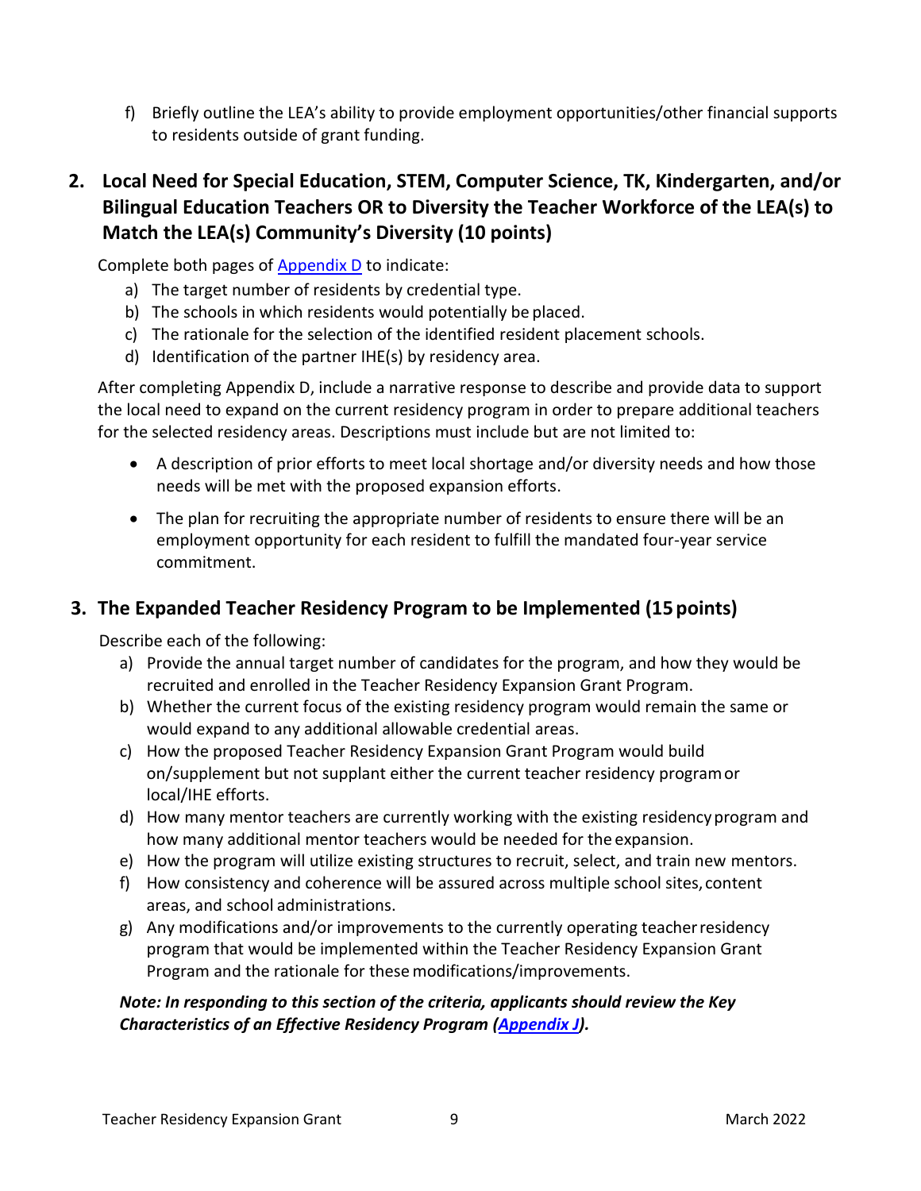f) Briefly outline the LEA's ability to provide employment opportunities/other financial supports to residents outside of grant funding.

## 2. Local Need for Special Education, STEM, Computer Science, TK, Kindergarten, and/or Bilingual Education Teachers OR to Diversity the Teacher Workforce of the LEA(s) to Match the LEA(s) Community's Diversity (10 points)

Complete both pages of [Appendix D](#) to indicate:

a) The target number of residents by credential type.
b) The schools in which residents would potentially be placed.
c) The rationale for the selection of the identified resident placement schools.
d) Identification of the partner IHE(s) by residency area.

After completing Appendix D, include a narrative response to describe and provide data to support the local need to expand on the current residency program in order to prepare additional teachers for the selected residency areas. Descriptions must include but are not limited to:

- A description of prior efforts to meet local shortage and/or diversity needs and how those needs will be met with the proposed expansion efforts.
- The plan for recruiting the appropriate number of residents to ensure there will be an employment opportunity for each resident to fulfill the mandated four-year service commitment.

## 3. The Expanded Teacher Residency Program to be Implemented (15 points)

Describe each of the following:

a) Provide the annual target number of candidates for the program, and how they would be recruited and enrolled in the Teacher Residency Expansion Grant Program.
b) Whether the current focus of the existing residency program would remain the same or would expand to any additional allowable credential areas.
c) How the proposed Teacher Residency Expansion Grant Program would build on/supplement but not supplant either the current teacher residency program or local/IHE efforts.
d) How many mentor teachers are currently working with the existing residency program and how many additional mentor teachers would be needed for the expansion.
e) How the program will utilize existing structures to recruit, select, and train new mentors.
f) How consistency and coherence will be assured across multiple school sites, content areas, and school administrations.
g) Any modifications and/or improvements to the currently operating teacher residency program that would be implemented within the Teacher Residency Expansion Grant Program and the rationale for these modifications/improvements.

***Note: In responding to this section of the criteria, applicants should review the Key Characteristics of an Effective Residency Program ([Appendix J](#)).***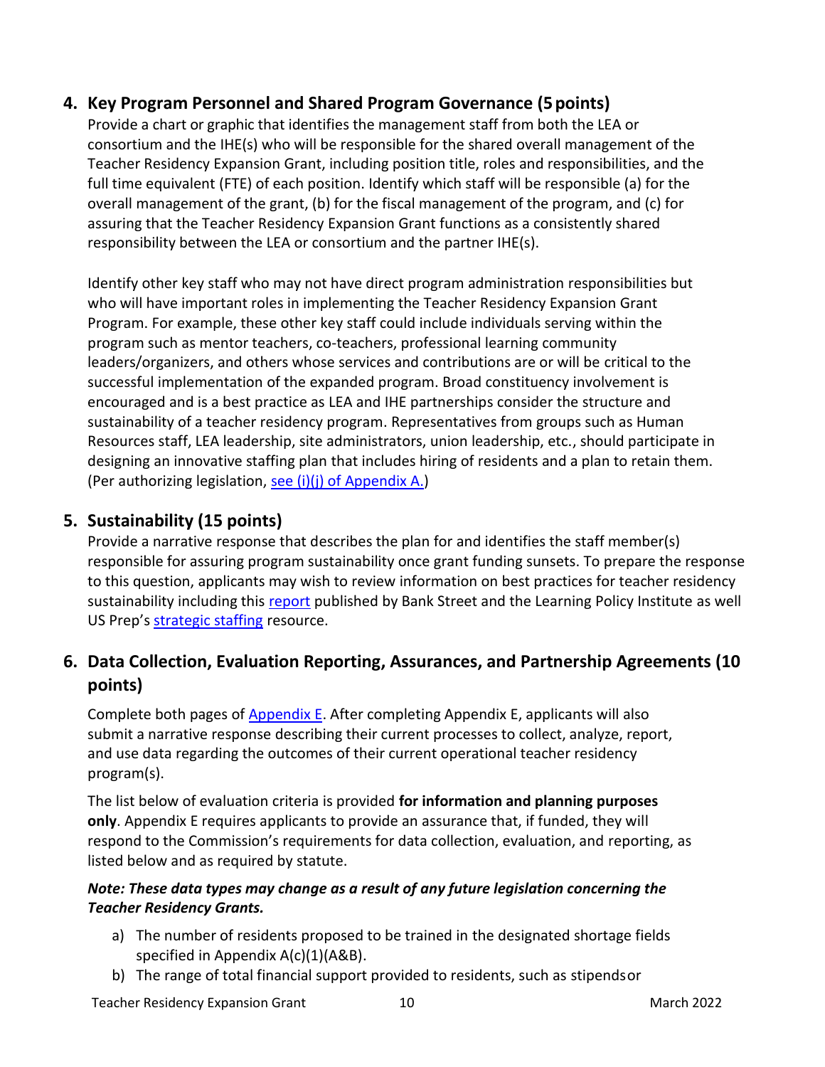## 4. Key Program Personnel and Shared Program Governance (5 points)

Provide a chart or graphic that identifies the management staff from both the LEA or consortium and the IHE(s) who will be responsible for the shared overall management of the Teacher Residency Expansion Grant, including position title, roles and responsibilities, and the full time equivalent (FTE) of each position. Identify which staff will be responsible (a) for the overall management of the grant, (b) for the fiscal management of the program, and (c) for assuring that the Teacher Residency Expansion Grant functions as a consistently shared responsibility between the LEA or consortium and the partner IHE(s).

Identify other key staff who may not have direct program administration responsibilities but who will have important roles in implementing the Teacher Residency Expansion Grant Program. For example, these other key staff could include individuals serving within the program such as mentor teachers, co-teachers, professional learning community leaders/organizers, and others whose services and contributions are or will be critical to the successful implementation of the expanded program. Broad constituency involvement is encouraged and is a best practice as LEA and IHE partnerships consider the structure and sustainability of a teacher residency program. Representatives from groups such as Human Resources staff, LEA leadership, site administrators, union leadership, etc., should participate in designing an innovative staffing plan that includes hiring of residents and a plan to retain them. (Per authorizing legislation, see (i)(j) of Appendix A.)

## 5. Sustainability (15 points)

Provide a narrative response that describes the plan for and identifies the staff member(s) responsible for assuring program sustainability once grant funding sunsets. To prepare the response to this question, applicants may wish to review information on best practices for teacher residency sustainability including this report published by Bank Street and the Learning Policy Institute as well US Prep's strategic staffing resource.

## 6. Data Collection, Evaluation Reporting, Assurances, and Partnership Agreements (10 points)

Complete both pages of Appendix E. After completing Appendix E, applicants will also submit a narrative response describing their current processes to collect, analyze, report, and use data regarding the outcomes of their current operational teacher residency program(s).

The list below of evaluation criteria is provided **for information and planning purposes only**. Appendix E requires applicants to provide an assurance that, if funded, they will respond to the Commission's requirements for data collection, evaluation, and reporting, as listed below and as required by statute.

***Note: These data types may change as a result of any future legislation concerning the Teacher Residency Grants.***

a) The number of residents proposed to be trained in the designated shortage fields specified in Appendix A(c)(1)(A&B).
b) The range of total financial support provided to residents, such as stipends or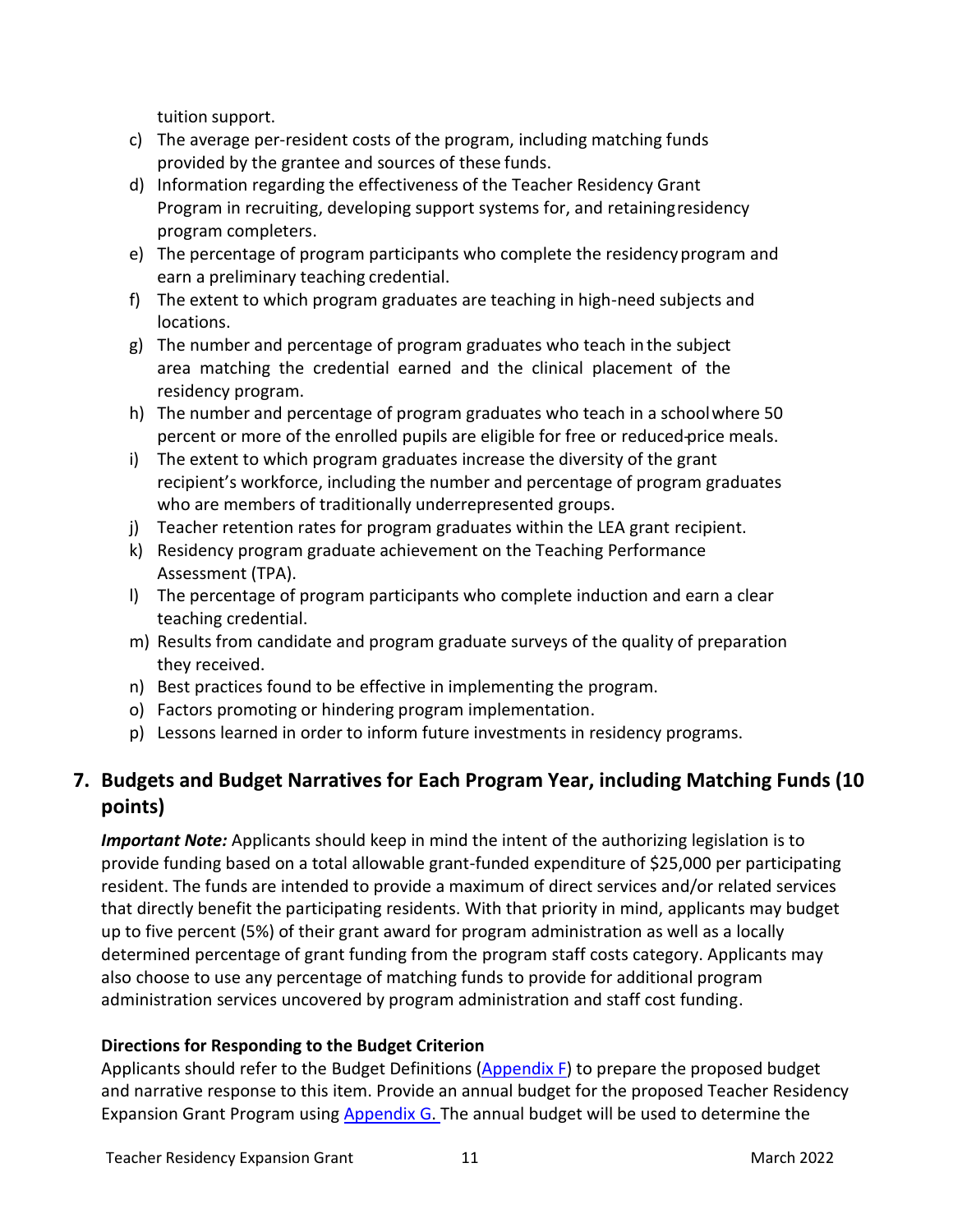tuition support.

c) The average per-resident costs of the program, including matching funds provided by the grantee and sources of these funds.
d) Information regarding the effectiveness of the Teacher Residency Grant Program in recruiting, developing support systems for, and retaining residency program completers.
e) The percentage of program participants who complete the residency program and earn a preliminary teaching credential.
f) The extent to which program graduates are teaching in high-need subjects and locations.
g) The number and percentage of program graduates who teach in the subject area matching the credential earned and the clinical placement of the residency program.
h) The number and percentage of program graduates who teach in a school where 50 percent or more of the enrolled pupils are eligible for free or reduced-price meals.
i) The extent to which program graduates increase the diversity of the grant recipient's workforce, including the number and percentage of program graduates who are members of traditionally underrepresented groups.
j) Teacher retention rates for program graduates within the LEA grant recipient.
k) Residency program graduate achievement on the Teaching Performance Assessment (TPA).
l) The percentage of program participants who complete induction and earn a clear teaching credential.
m) Results from candidate and program graduate surveys of the quality of preparation they received.
n) Best practices found to be effective in implementing the program.
o) Factors promoting or hindering program implementation.
p) Lessons learned in order to inform future investments in residency programs.

## 7. Budgets and Budget Narratives for Each Program Year, including Matching Funds (10 points)

***Important Note:*** Applicants should keep in mind the intent of the authorizing legislation is to provide funding based on a total allowable grant-funded expenditure of $25,000 per participating resident. The funds are intended to provide a maximum of direct services and/or related services that directly benefit the participating residents. With that priority in mind, applicants may budget up to five percent (5%) of their grant award for program administration as well as a locally determined percentage of grant funding from the program staff costs category. Applicants may also choose to use any percentage of matching funds to provide for additional program administration services uncovered by program administration and staff cost funding.

**Directions for Responding to the Budget Criterion**

Applicants should refer to the Budget Definitions (Appendix F) to prepare the proposed budget and narrative response to this item. Provide an annual budget for the proposed Teacher Residency Expansion Grant Program using Appendix G. The annual budget will be used to determine the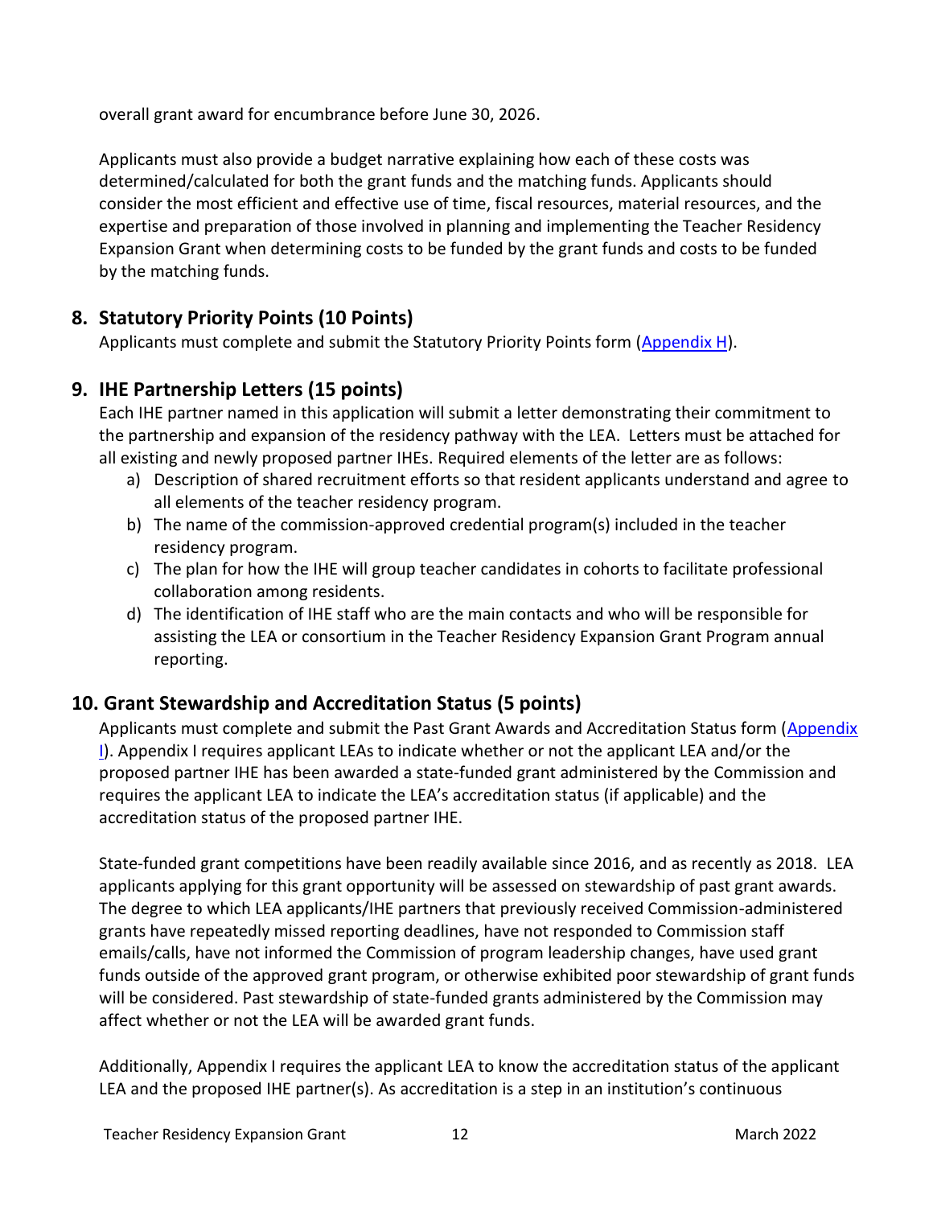overall grant award for encumbrance before June 30, 2026.

Applicants must also provide a budget narrative explaining how each of these costs was determined/calculated for both the grant funds and the matching funds. Applicants should consider the most efficient and effective use of time, fiscal resources, material resources, and the expertise and preparation of those involved in planning and implementing the Teacher Residency Expansion Grant when determining costs to be funded by the grant funds and costs to be funded by the matching funds.

## 8. Statutory Priority Points (10 Points)

Applicants must complete and submit the Statutory Priority Points form (Appendix H).

## 9. IHE Partnership Letters (15 points)

Each IHE partner named in this application will submit a letter demonstrating their commitment to the partnership and expansion of the residency pathway with the LEA. Letters must be attached for all existing and newly proposed partner IHEs. Required elements of the letter are as follows:

a) Description of shared recruitment efforts so that resident applicants understand and agree to all elements of the teacher residency program.
b) The name of the commission-approved credential program(s) included in the teacher residency program.
c) The plan for how the IHE will group teacher candidates in cohorts to facilitate professional collaboration among residents.
d) The identification of IHE staff who are the main contacts and who will be responsible for assisting the LEA or consortium in the Teacher Residency Expansion Grant Program annual reporting.

## 10. Grant Stewardship and Accreditation Status (5 points)

Applicants must complete and submit the Past Grant Awards and Accreditation Status form (Appendix I). Appendix I requires applicant LEAs to indicate whether or not the applicant LEA and/or the proposed partner IHE has been awarded a state-funded grant administered by the Commission and requires the applicant LEA to indicate the LEA's accreditation status (if applicable) and the accreditation status of the proposed partner IHE.

State-funded grant competitions have been readily available since 2016, and as recently as 2018. LEA applicants applying for this grant opportunity will be assessed on stewardship of past grant awards. The degree to which LEA applicants/IHE partners that previously received Commission-administered grants have repeatedly missed reporting deadlines, have not responded to Commission staff emails/calls, have not informed the Commission of program leadership changes, have used grant funds outside of the approved grant program, or otherwise exhibited poor stewardship of grant funds will be considered. Past stewardship of state-funded grants administered by the Commission may affect whether or not the LEA will be awarded grant funds.

Additionally, Appendix I requires the applicant LEA to know the accreditation status of the applicant LEA and the proposed IHE partner(s). As accreditation is a step in an institution's continuous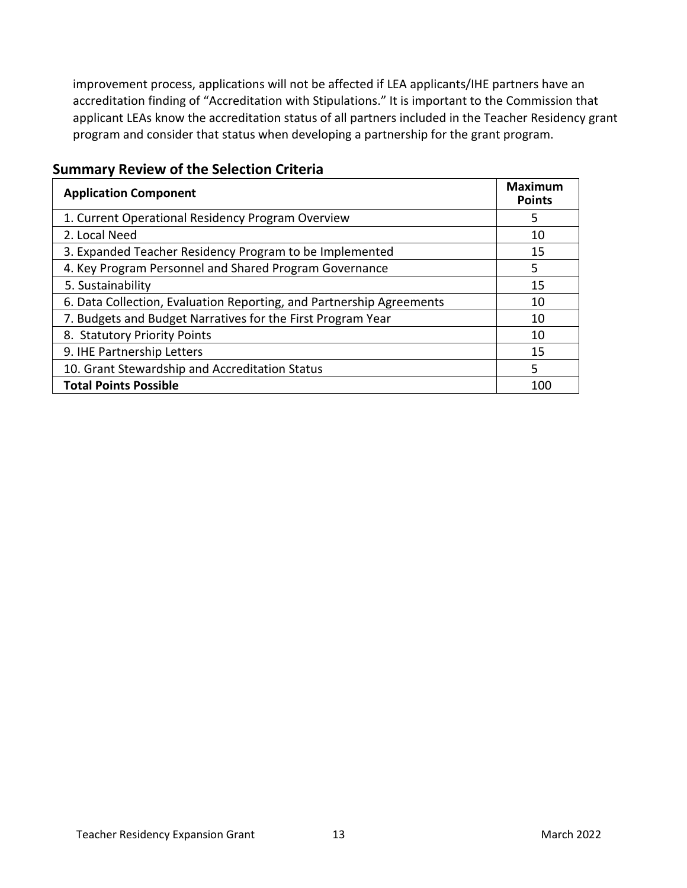improvement process, applications will not be affected if LEA applicants/IHE partners have an accreditation finding of "Accreditation with Stipulations." It is important to the Commission that applicant LEAs know the accreditation status of all partners included in the Teacher Residency grant program and consider that status when developing a partnership for the grant program.

## Summary Review of the Selection Criteria

| Application Component | Maximum Points |
|---|---|
| 1. Current Operational Residency Program Overview | 5 |
| 2. Local Need | 10 |
| 3. Expanded Teacher Residency Program to be Implemented | 15 |
| 4. Key Program Personnel and Shared Program Governance | 5 |
| 5. Sustainability | 15 |
| 6. Data Collection, Evaluation Reporting, and Partnership Agreements | 10 |
| 7. Budgets and Budget Narratives for the First Program Year | 10 |
| 8. Statutory Priority Points | 10 |
| 9. IHE Partnership Letters | 15 |
| 10. Grant Stewardship and Accreditation Status | 5 |
| **Total Points Possible** | 100 |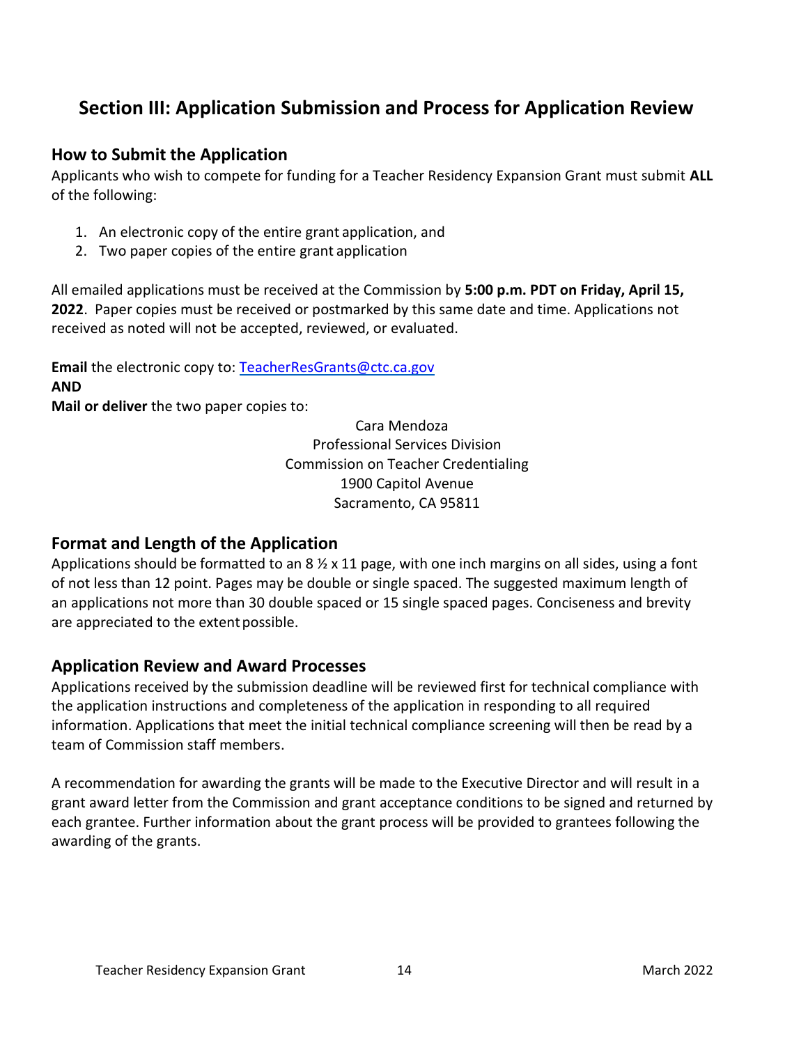## Section III: Application Submission and Process for Application Review

### How to Submit the Application

Applicants who wish to compete for funding for a Teacher Residency Expansion Grant must submit **ALL** of the following:

1. An electronic copy of the entire grant application, and
2. Two paper copies of the entire grant application

All emailed applications must be received at the Commission by **5:00 p.m. PDT on Friday, April 15, 2022**. Paper copies must be received or postmarked by this same date and time. Applications not received as noted will not be accepted, reviewed, or evaluated.

**Email** the electronic copy to: TeacherResGrants@ctc.ca.gov
**AND**
**Mail or deliver** the two paper copies to:

Cara Mendoza
Professional Services Division
Commission on Teacher Credentialing
1900 Capitol Avenue
Sacramento, CA 95811

### Format and Length of the Application

Applications should be formatted to an 8 ½ x 11 page, with one inch margins on all sides, using a font of not less than 12 point. Pages may be double or single spaced. The suggested maximum length of an applications not more than 30 double spaced or 15 single spaced pages. Conciseness and brevity are appreciated to the extent possible.

### Application Review and Award Processes

Applications received by the submission deadline will be reviewed first for technical compliance with the application instructions and completeness of the application in responding to all required information. Applications that meet the initial technical compliance screening will then be read by a team of Commission staff members.

A recommendation for awarding the grants will be made to the Executive Director and will result in a grant award letter from the Commission and grant acceptance conditions to be signed and returned by each grantee. Further information about the grant process will be provided to grantees following the awarding of the grants.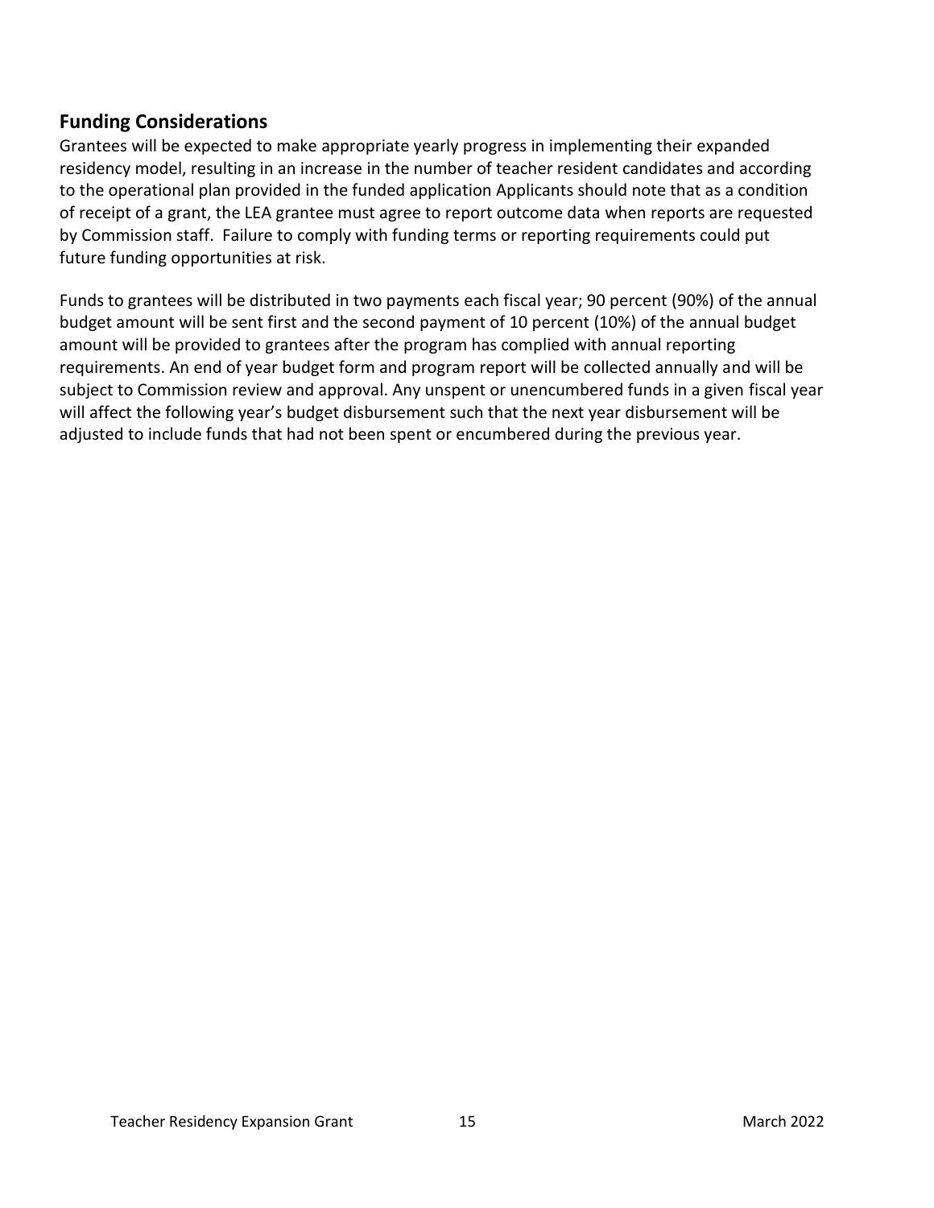## Funding Considerations

Grantees will be expected to make appropriate yearly progress in implementing their expanded residency model, resulting in an increase in the number of teacher resident candidates and according to the operational plan provided in the funded application Applicants should note that as a condition of receipt of a grant, the LEA grantee must agree to report outcome data when reports are requested by Commission staff. Failure to comply with funding terms or reporting requirements could put future funding opportunities at risk.

Funds to grantees will be distributed in two payments each fiscal year; 90 percent (90%) of the annual budget amount will be sent first and the second payment of 10 percent (10%) of the annual budget amount will be provided to grantees after the program has complied with annual reporting requirements. An end of year budget form and program report will be collected annually and will be subject to Commission review and approval. Any unspent or unencumbered funds in a given fiscal year will affect the following year's budget disbursement such that the next year disbursement will be adjusted to include funds that had not been spent or encumbered during the previous year.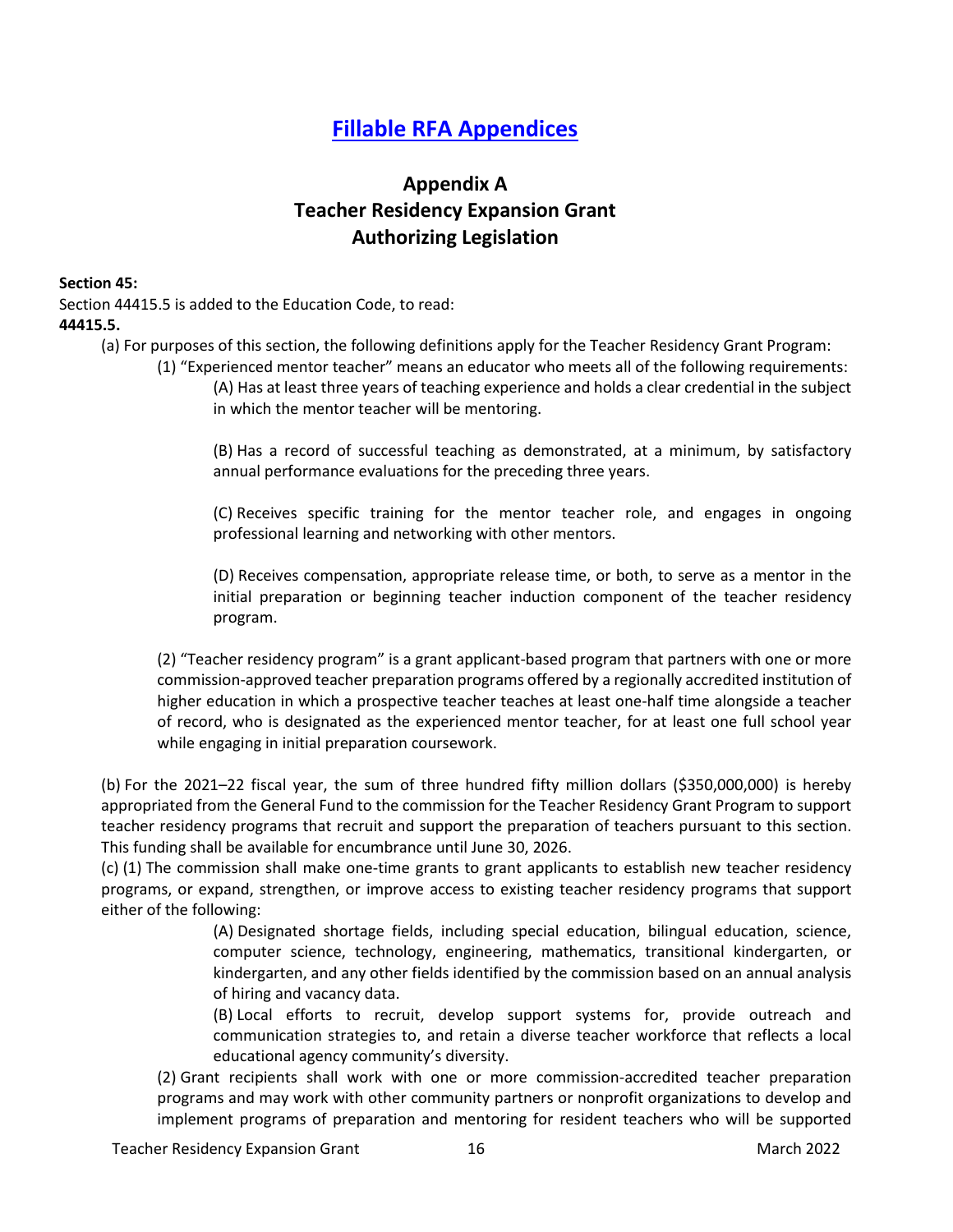## [Fillable RFA Appendices]

### Appendix A
### Teacher Residency Expansion Grant
### Authorizing Legislation

**Section 45:**
Section 44415.5 is added to the Education Code, to read:
**44415.5.**

(a) For purposes of this section, the following definitions apply for the Teacher Residency Grant Program:

(1) "Experienced mentor teacher" means an educator who meets all of the following requirements:

(A) Has at least three years of teaching experience and holds a clear credential in the subject in which the mentor teacher will be mentoring.

(B) Has a record of successful teaching as demonstrated, at a minimum, by satisfactory annual performance evaluations for the preceding three years.

(C) Receives specific training for the mentor teacher role, and engages in ongoing professional learning and networking with other mentors.

(D) Receives compensation, appropriate release time, or both, to serve as a mentor in the initial preparation or beginning teacher induction component of the teacher residency program.

(2) "Teacher residency program" is a grant applicant-based program that partners with one or more commission-approved teacher preparation programs offered by a regionally accredited institution of higher education in which a prospective teacher teaches at least one-half time alongside a teacher of record, who is designated as the experienced mentor teacher, for at least one full school year while engaging in initial preparation coursework.

(b) For the 2021–22 fiscal year, the sum of three hundred fifty million dollars ($350,000,000) is hereby appropriated from the General Fund to the commission for the Teacher Residency Grant Program to support teacher residency programs that recruit and support the preparation of teachers pursuant to this section. This funding shall be available for encumbrance until June 30, 2026.

(c) (1) The commission shall make one-time grants to grant applicants to establish new teacher residency programs, or expand, strengthen, or improve access to existing teacher residency programs that support either of the following:

(A) Designated shortage fields, including special education, bilingual education, science, computer science, technology, engineering, mathematics, transitional kindergarten, or kindergarten, and any other fields identified by the commission based on an annual analysis of hiring and vacancy data.

(B) Local efforts to recruit, develop support systems for, provide outreach and communication strategies to, and retain a diverse teacher workforce that reflects a local educational agency community's diversity.

(2) Grant recipients shall work with one or more commission-accredited teacher preparation programs and may work with other community partners or nonprofit organizations to develop and implement programs of preparation and mentoring for resident teachers who will be supported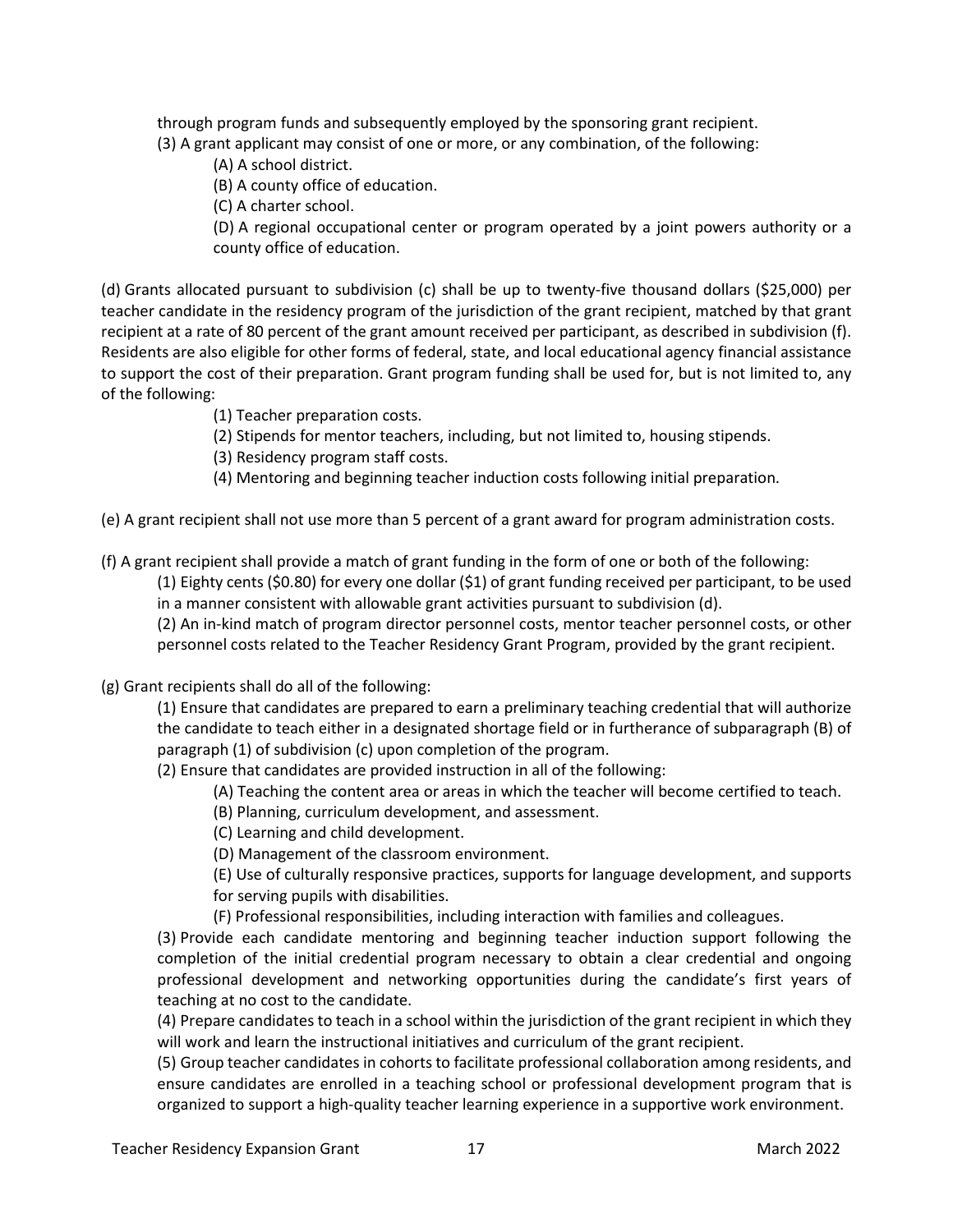through program funds and subsequently employed by the sponsoring grant recipient.

(3) A grant applicant may consist of one or more, or any combination, of the following:

(A) A school district.

(B) A county office of education.

(C) A charter school.

(D) A regional occupational center or program operated by a joint powers authority or a county office of education.

(d) Grants allocated pursuant to subdivision (c) shall be up to twenty-five thousand dollars ($25,000) per teacher candidate in the residency program of the jurisdiction of the grant recipient, matched by that grant recipient at a rate of 80 percent of the grant amount received per participant, as described in subdivision (f). Residents are also eligible for other forms of federal, state, and local educational agency financial assistance to support the cost of their preparation. Grant program funding shall be used for, but is not limited to, any of the following:

(1) Teacher preparation costs.

(2) Stipends for mentor teachers, including, but not limited to, housing stipends.

(3) Residency program staff costs.

(4) Mentoring and beginning teacher induction costs following initial preparation.

(e) A grant recipient shall not use more than 5 percent of a grant award for program administration costs.

(f) A grant recipient shall provide a match of grant funding in the form of one or both of the following:

(1) Eighty cents ($0.80) for every one dollar ($1) of grant funding received per participant, to be used in a manner consistent with allowable grant activities pursuant to subdivision (d).

(2) An in-kind match of program director personnel costs, mentor teacher personnel costs, or other personnel costs related to the Teacher Residency Grant Program, provided by the grant recipient.

(g) Grant recipients shall do all of the following:

(1) Ensure that candidates are prepared to earn a preliminary teaching credential that will authorize the candidate to teach either in a designated shortage field or in furtherance of subparagraph (B) of paragraph (1) of subdivision (c) upon completion of the program.

(2) Ensure that candidates are provided instruction in all of the following:

(A) Teaching the content area or areas in which the teacher will become certified to teach.

(B) Planning, curriculum development, and assessment.

(C) Learning and child development.

(D) Management of the classroom environment.

(E) Use of culturally responsive practices, supports for language development, and supports for serving pupils with disabilities.

(F) Professional responsibilities, including interaction with families and colleagues.

(3) Provide each candidate mentoring and beginning teacher induction support following the completion of the initial credential program necessary to obtain a clear credential and ongoing professional development and networking opportunities during the candidate's first years of teaching at no cost to the candidate.

(4) Prepare candidates to teach in a school within the jurisdiction of the grant recipient in which they will work and learn the instructional initiatives and curriculum of the grant recipient.

(5) Group teacher candidates in cohorts to facilitate professional collaboration among residents, and ensure candidates are enrolled in a teaching school or professional development program that is organized to support a high-quality teacher learning experience in a supportive work environment.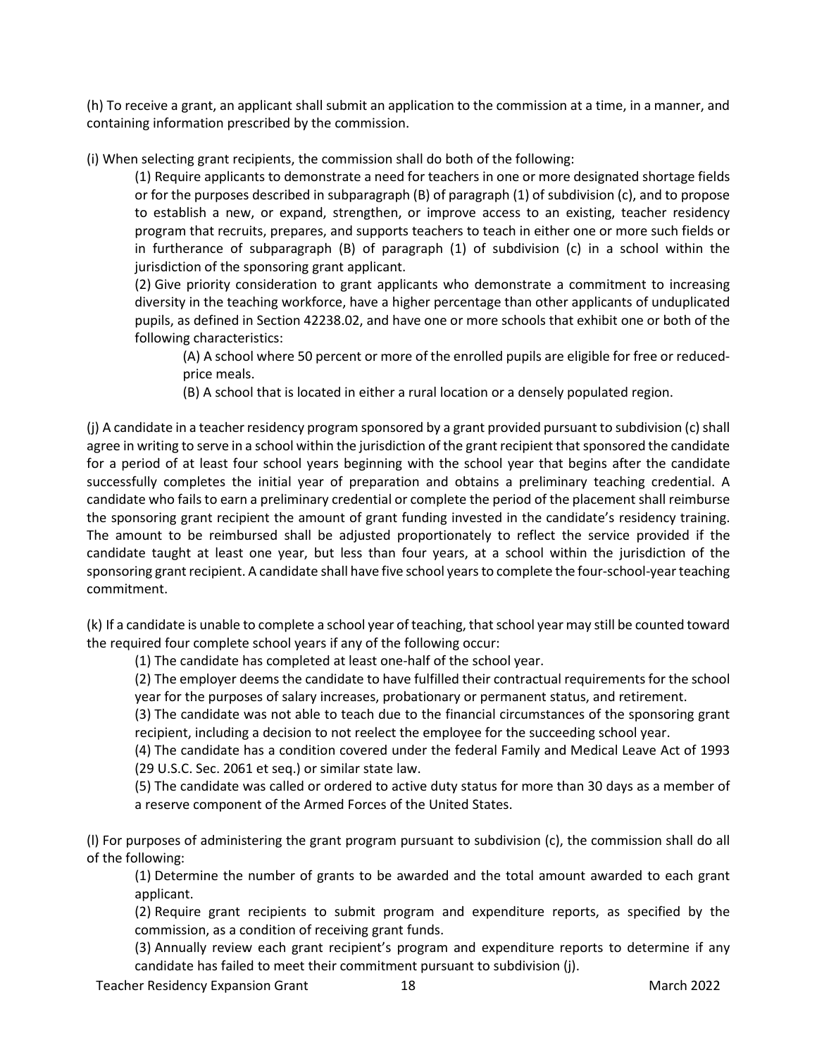(h) To receive a grant, an applicant shall submit an application to the commission at a time, in a manner, and containing information prescribed by the commission.

(i) When selecting grant recipients, the commission shall do both of the following:

(1) Require applicants to demonstrate a need for teachers in one or more designated shortage fields or for the purposes described in subparagraph (B) of paragraph (1) of subdivision (c), and to propose to establish a new, or expand, strengthen, or improve access to an existing, teacher residency program that recruits, prepares, and supports teachers to teach in either one or more such fields or in furtherance of subparagraph (B) of paragraph (1) of subdivision (c) in a school within the jurisdiction of the sponsoring grant applicant.

(2) Give priority consideration to grant applicants who demonstrate a commitment to increasing diversity in the teaching workforce, have a higher percentage than other applicants of unduplicated pupils, as defined in Section 42238.02, and have one or more schools that exhibit one or both of the following characteristics:

(A) A school where 50 percent or more of the enrolled pupils are eligible for free or reduced-price meals.

(B) A school that is located in either a rural location or a densely populated region.

(j) A candidate in a teacher residency program sponsored by a grant provided pursuant to subdivision (c) shall agree in writing to serve in a school within the jurisdiction of the grant recipient that sponsored the candidate for a period of at least four school years beginning with the school year that begins after the candidate successfully completes the initial year of preparation and obtains a preliminary teaching credential. A candidate who fails to earn a preliminary credential or complete the period of the placement shall reimburse the sponsoring grant recipient the amount of grant funding invested in the candidate's residency training. The amount to be reimbursed shall be adjusted proportionately to reflect the service provided if the candidate taught at least one year, but less than four years, at a school within the jurisdiction of the sponsoring grant recipient. A candidate shall have five school years to complete the four-school-year teaching commitment.

(k) If a candidate is unable to complete a school year of teaching, that school year may still be counted toward the required four complete school years if any of the following occur:

(1) The candidate has completed at least one-half of the school year.

(2) The employer deems the candidate to have fulfilled their contractual requirements for the school year for the purposes of salary increases, probationary or permanent status, and retirement.

(3) The candidate was not able to teach due to the financial circumstances of the sponsoring grant recipient, including a decision to not reelect the employee for the succeeding school year.

(4) The candidate has a condition covered under the federal Family and Medical Leave Act of 1993 (29 U.S.C. Sec. 2061 et seq.) or similar state law.

(5) The candidate was called or ordered to active duty status for more than 30 days as a member of a reserve component of the Armed Forces of the United States.

(l) For purposes of administering the grant program pursuant to subdivision (c), the commission shall do all of the following:

(1) Determine the number of grants to be awarded and the total amount awarded to each grant applicant.

(2) Require grant recipients to submit program and expenditure reports, as specified by the commission, as a condition of receiving grant funds.

(3) Annually review each grant recipient's program and expenditure reports to determine if any candidate has failed to meet their commitment pursuant to subdivision (j).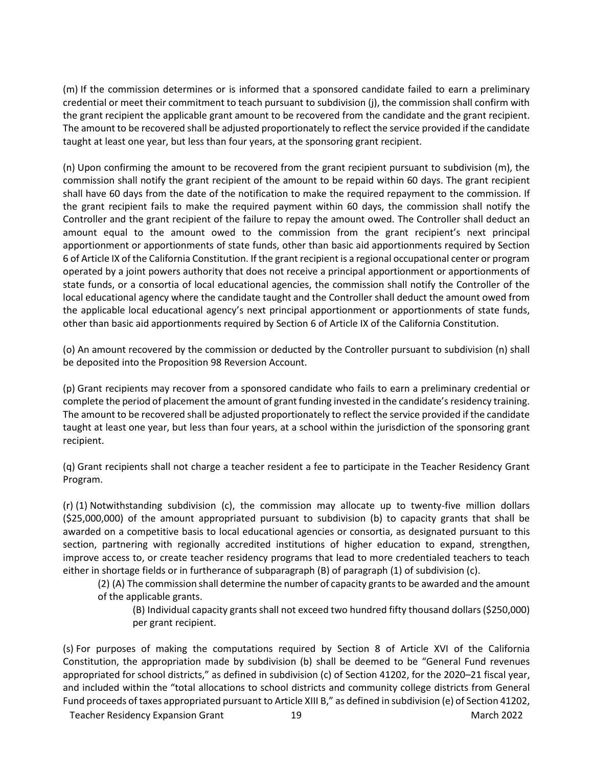(m) If the commission determines or is informed that a sponsored candidate failed to earn a preliminary credential or meet their commitment to teach pursuant to subdivision (j), the commission shall confirm with the grant recipient the applicable grant amount to be recovered from the candidate and the grant recipient. The amount to be recovered shall be adjusted proportionately to reflect the service provided if the candidate taught at least one year, but less than four years, at the sponsoring grant recipient.

(n) Upon confirming the amount to be recovered from the grant recipient pursuant to subdivision (m), the commission shall notify the grant recipient of the amount to be repaid within 60 days. The grant recipient shall have 60 days from the date of the notification to make the required repayment to the commission. If the grant recipient fails to make the required payment within 60 days, the commission shall notify the Controller and the grant recipient of the failure to repay the amount owed. The Controller shall deduct an amount equal to the amount owed to the commission from the grant recipient's next principal apportionment or apportionments of state funds, other than basic aid apportionments required by Section 6 of Article IX of the California Constitution. If the grant recipient is a regional occupational center or program operated by a joint powers authority that does not receive a principal apportionment or apportionments of state funds, or a consortia of local educational agencies, the commission shall notify the Controller of the local educational agency where the candidate taught and the Controller shall deduct the amount owed from the applicable local educational agency's next principal apportionment or apportionments of state funds, other than basic aid apportionments required by Section 6 of Article IX of the California Constitution.

(o) An amount recovered by the commission or deducted by the Controller pursuant to subdivision (n) shall be deposited into the Proposition 98 Reversion Account.

(p) Grant recipients may recover from a sponsored candidate who fails to earn a preliminary credential or complete the period of placement the amount of grant funding invested in the candidate's residency training. The amount to be recovered shall be adjusted proportionately to reflect the service provided if the candidate taught at least one year, but less than four years, at a school within the jurisdiction of the sponsoring grant recipient.

(q) Grant recipients shall not charge a teacher resident a fee to participate in the Teacher Residency Grant Program.

(r) (1) Notwithstanding subdivision (c), the commission may allocate up to twenty-five million dollars ($25,000,000) of the amount appropriated pursuant to subdivision (b) to capacity grants that shall be awarded on a competitive basis to local educational agencies or consortia, as designated pursuant to this section, partnering with regionally accredited institutions of higher education to expand, strengthen, improve access to, or create teacher residency programs that lead to more credentialed teachers to teach either in shortage fields or in furtherance of subparagraph (B) of paragraph (1) of subdivision (c).

(2) (A) The commission shall determine the number of capacity grants to be awarded and the amount of the applicable grants.

(B) Individual capacity grants shall not exceed two hundred fifty thousand dollars ($250,000) per grant recipient.

(s) For purposes of making the computations required by Section 8 of Article XVI of the California Constitution, the appropriation made by subdivision (b) shall be deemed to be "General Fund revenues appropriated for school districts," as defined in subdivision (c) of Section 41202, for the 2020–21 fiscal year, and included within the "total allocations to school districts and community college districts from General Fund proceeds of taxes appropriated pursuant to Article XIII B," as defined in subdivision (e) of Section 41202,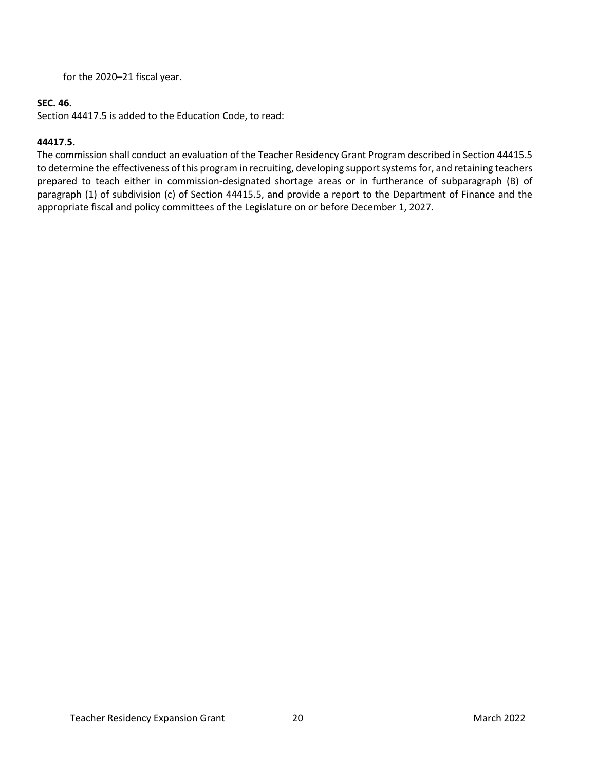for the 2020–21 fiscal year.

**SEC. 46.**
Section 44417.5 is added to the Education Code, to read:

**44417.5.**
The commission shall conduct an evaluation of the Teacher Residency Grant Program described in Section 44415.5 to determine the effectiveness of this program in recruiting, developing support systems for, and retaining teachers prepared to teach either in commission-designated shortage areas or in furtherance of subparagraph (B) of paragraph (1) of subdivision (c) of Section 44415.5, and provide a report to the Department of Finance and the appropriate fiscal and policy committees of the Legislature on or before December 1, 2027.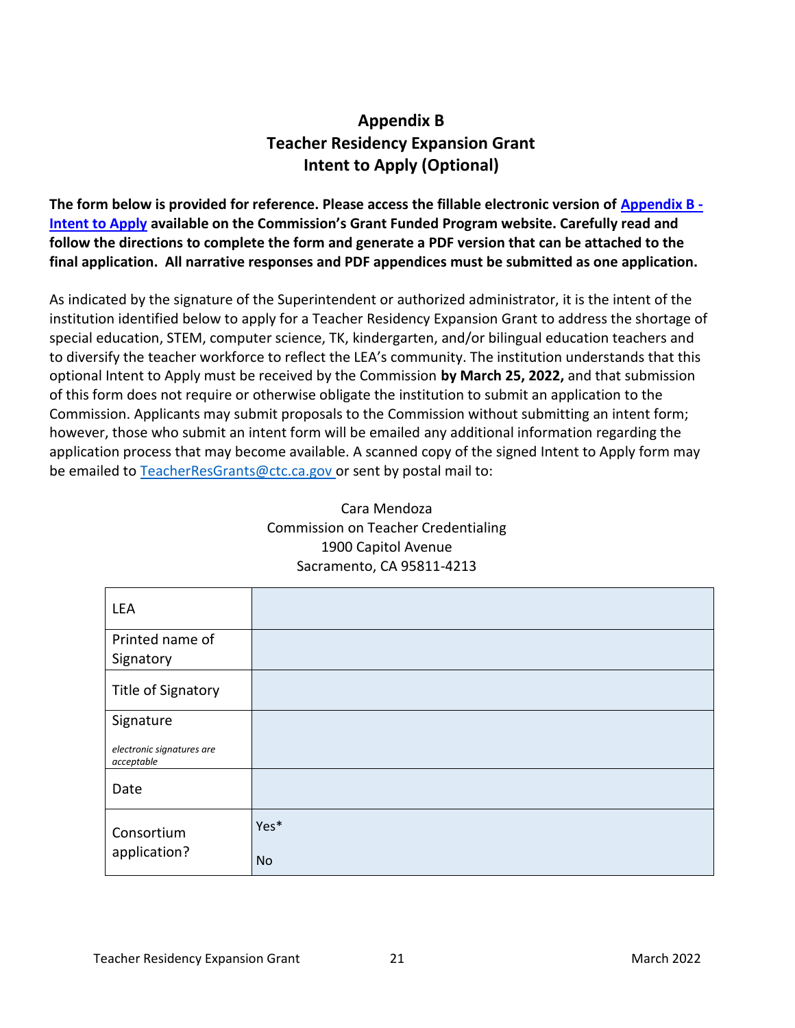# Appendix B
# Teacher Residency Expansion Grant
# Intent to Apply (Optional)

**The form below is provided for reference. Please access the fillable electronic version of [Appendix B - Intent to Apply](#) available on the Commission's Grant Funded Program website. Carefully read and follow the directions to complete the form and generate a PDF version that can be attached to the final application. All narrative responses and PDF appendices must be submitted as one application.**

As indicated by the signature of the Superintendent or authorized administrator, it is the intent of the institution identified below to apply for a Teacher Residency Expansion Grant to address the shortage of special education, STEM, computer science, TK, kindergarten, and/or bilingual education teachers and to diversify the teacher workforce to reflect the LEA's community. The institution understands that this optional Intent to Apply must be received by the Commission **by March 25, 2022,** and that submission of this form does not require or otherwise obligate the institution to submit an application to the Commission. Applicants may submit proposals to the Commission without submitting an intent form; however, those who submit an intent form will be emailed any additional information regarding the application process that may become available. A scanned copy of the signed Intent to Apply form may be emailed to [TeacherResGrants@ctc.ca.gov](mailto:TeacherResGrants@ctc.ca.gov) or sent by postal mail to:

Cara Mendoza
Commission on Teacher Credentialing
1900 Capitol Avenue
Sacramento, CA 95811-4213

| | |
|---|---|
| LEA | |
| Printed name of Signatory | |
| Title of Signatory | |
| Signature<br>*electronic signatures are acceptable* | |
| Date | |
| Consortium application? | Yes*<br>No |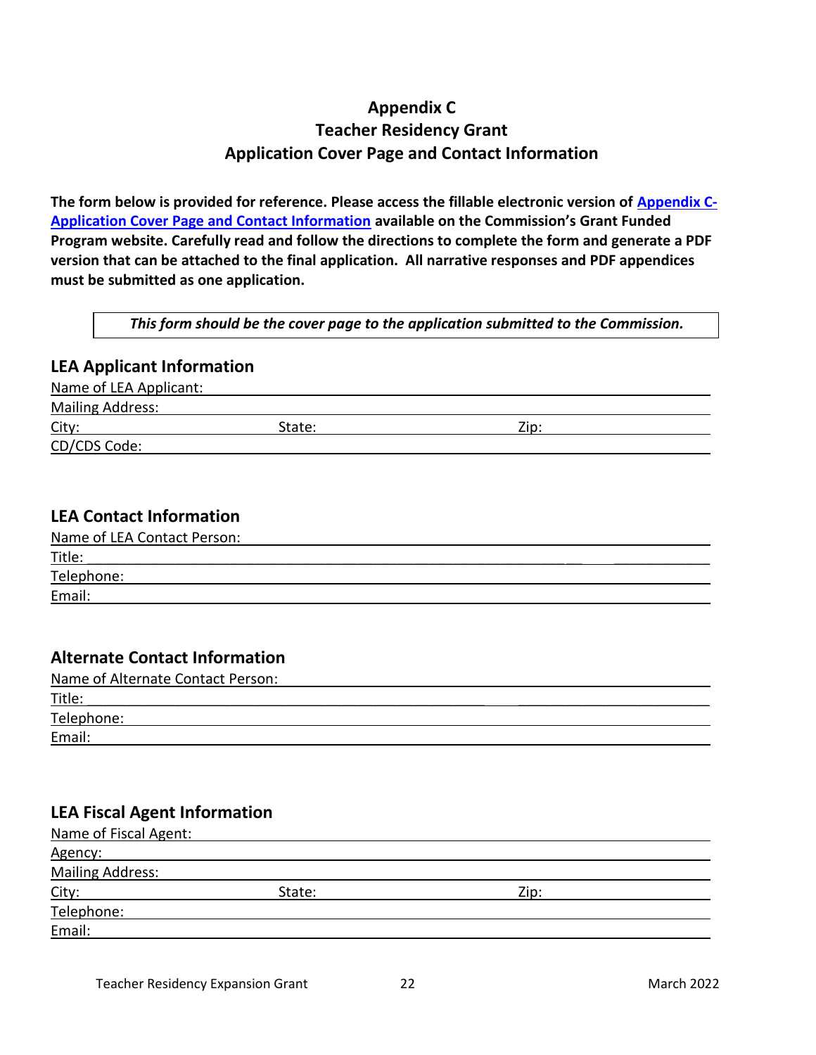# Appendix C
# Teacher Residency Grant
# Application Cover Page and Contact Information

**The form below is provided for reference. Please access the fillable electronic version of Appendix C-Application Cover Page and Contact Information available on the Commission's Grant Funded Program website. Carefully read and follow the directions to complete the form and generate a PDF version that can be attached to the final application. All narrative responses and PDF appendices must be submitted as one application.**

> ***This form should be the cover page to the application submitted to the Commission.***

## LEA Applicant Information

Name of LEA Applicant: ______________________________

Mailing Address: ______________________________

City: ____________ State: ____________ Zip: ____________

CD/CDS Code: ______________________________

## LEA Contact Information

Name of LEA Contact Person: ______________________________

Title: ______________________________

Telephone: ______________________________

Email: ______________________________

## Alternate Contact Information

Name of Alternate Contact Person: ______________________________

Title: ______________________________

Telephone: ______________________________

Email: ______________________________

## LEA Fiscal Agent Information

Name of Fiscal Agent: ______________________________

Agency: ______________________________

Mailing Address: ______________________________

City: ____________ State: ____________ Zip: ____________

Telephone: ______________________________

Email: ______________________________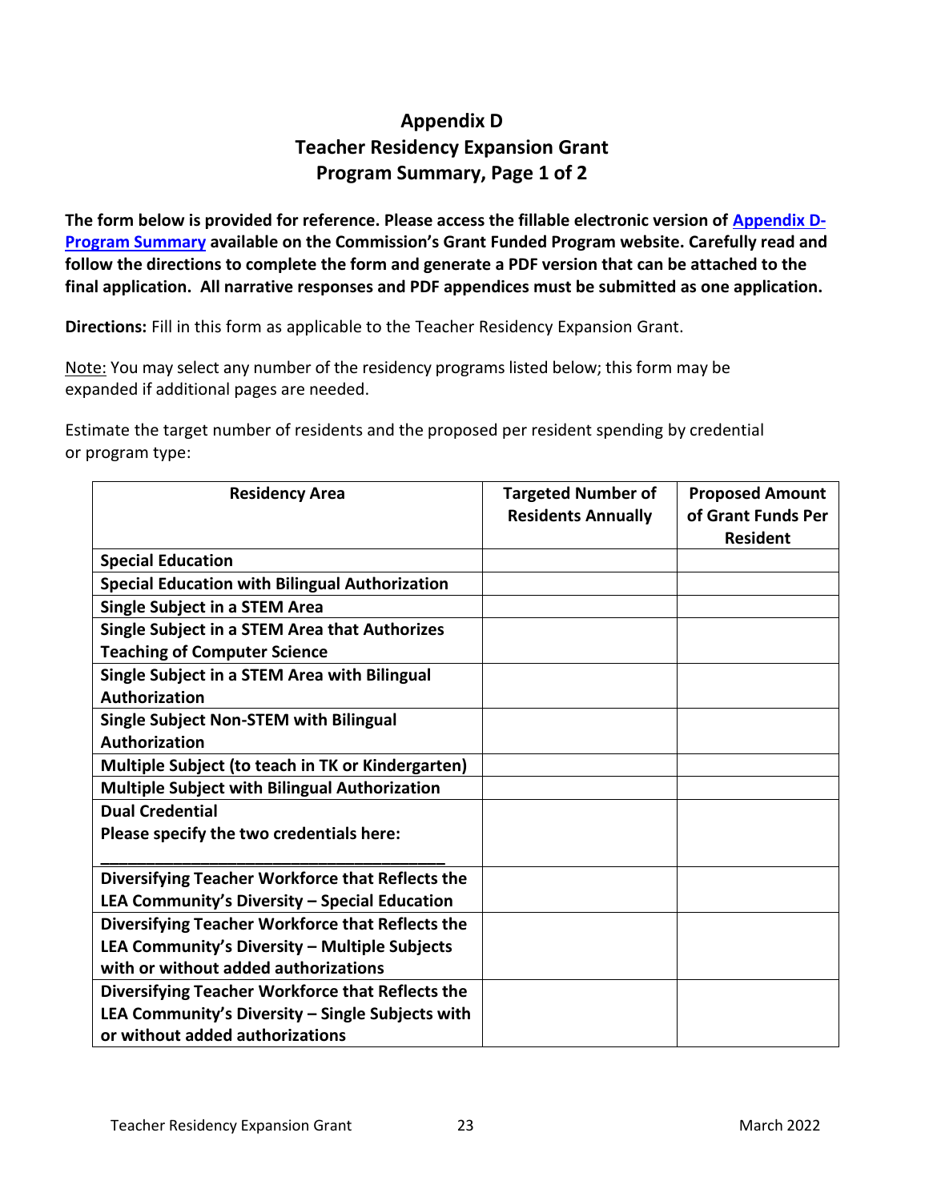# Appendix D
# Teacher Residency Expansion Grant
# Program Summary, Page 1 of 2

**The form below is provided for reference. Please access the fillable electronic version of Appendix D-Program Summary available on the Commission's Grant Funded Program website. Carefully read and follow the directions to complete the form and generate a PDF version that can be attached to the final application. All narrative responses and PDF appendices must be submitted as one application.**

**Directions:** Fill in this form as applicable to the Teacher Residency Expansion Grant.

Note: You may select any number of the residency programs listed below; this form may be expanded if additional pages are needed.

Estimate the target number of residents and the proposed per resident spending by credential or program type:

| Residency Area | Targeted Number of Residents Annually | Proposed Amount of Grant Funds Per Resident |
|---|---|---|
| **Special Education** | | |
| **Special Education with Bilingual Authorization** | | |
| **Single Subject in a STEM Area** | | |
| **Single Subject in a STEM Area that Authorizes Teaching of Computer Science** | | |
| **Single Subject in a STEM Area with Bilingual Authorization** | | |
| **Single Subject Non-STEM with Bilingual Authorization** | | |
| **Multiple Subject (to teach in TK or Kindergarten)** | | |
| **Multiple Subject with Bilingual Authorization** | | |
| **Dual Credential** **Please specify the two credentials here:** ______________________________ | | |
| **Diversifying Teacher Workforce that Reflects the LEA Community's Diversity – Special Education** | | |
| **Diversifying Teacher Workforce that Reflects the LEA Community's Diversity – Multiple Subjects with or without added authorizations** | | |
| **Diversifying Teacher Workforce that Reflects the LEA Community's Diversity – Single Subjects with or without added authorizations** | | |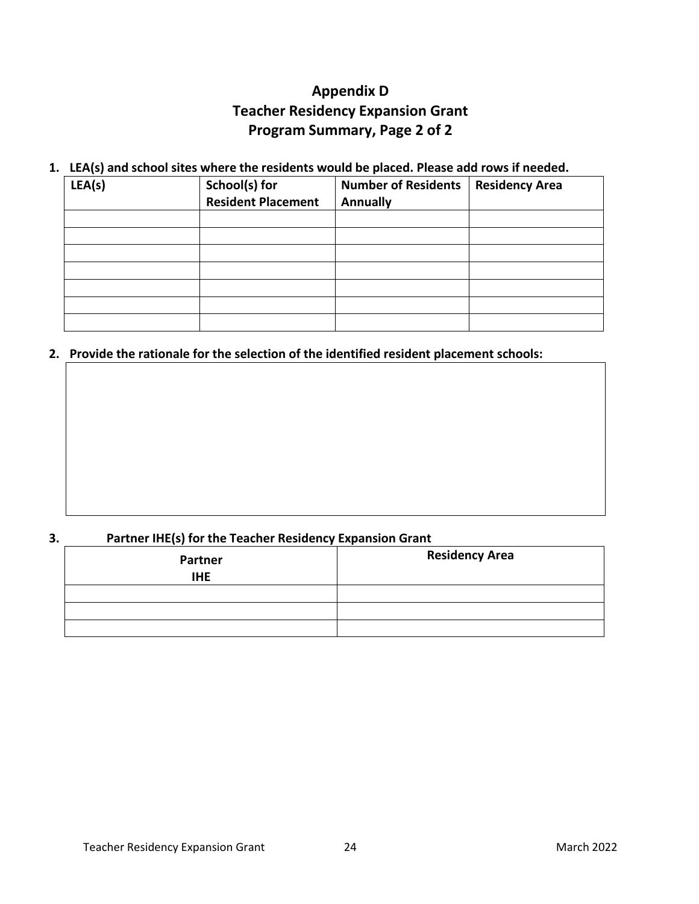# Appendix D
# Teacher Residency Expansion Grant
# Program Summary, Page 2 of 2

**1. LEA(s) and school sites where the residents would be placed. Please add rows if needed.**

| LEA(s) | School(s) for Resident Placement | Number of Residents Annually | Residency Area |
|---|---|---|---|
| | | | |
| | | | |
| | | | |
| | | | |
| | | | |
| | | | |
| | | | |

**2. Provide the rationale for the selection of the identified resident placement schools:**

| |
|---|
| |

**3. Partner IHE(s) for the Teacher Residency Expansion Grant**

| Partner IHE | Residency Area |
|---|---|
| | |
| | |
| | |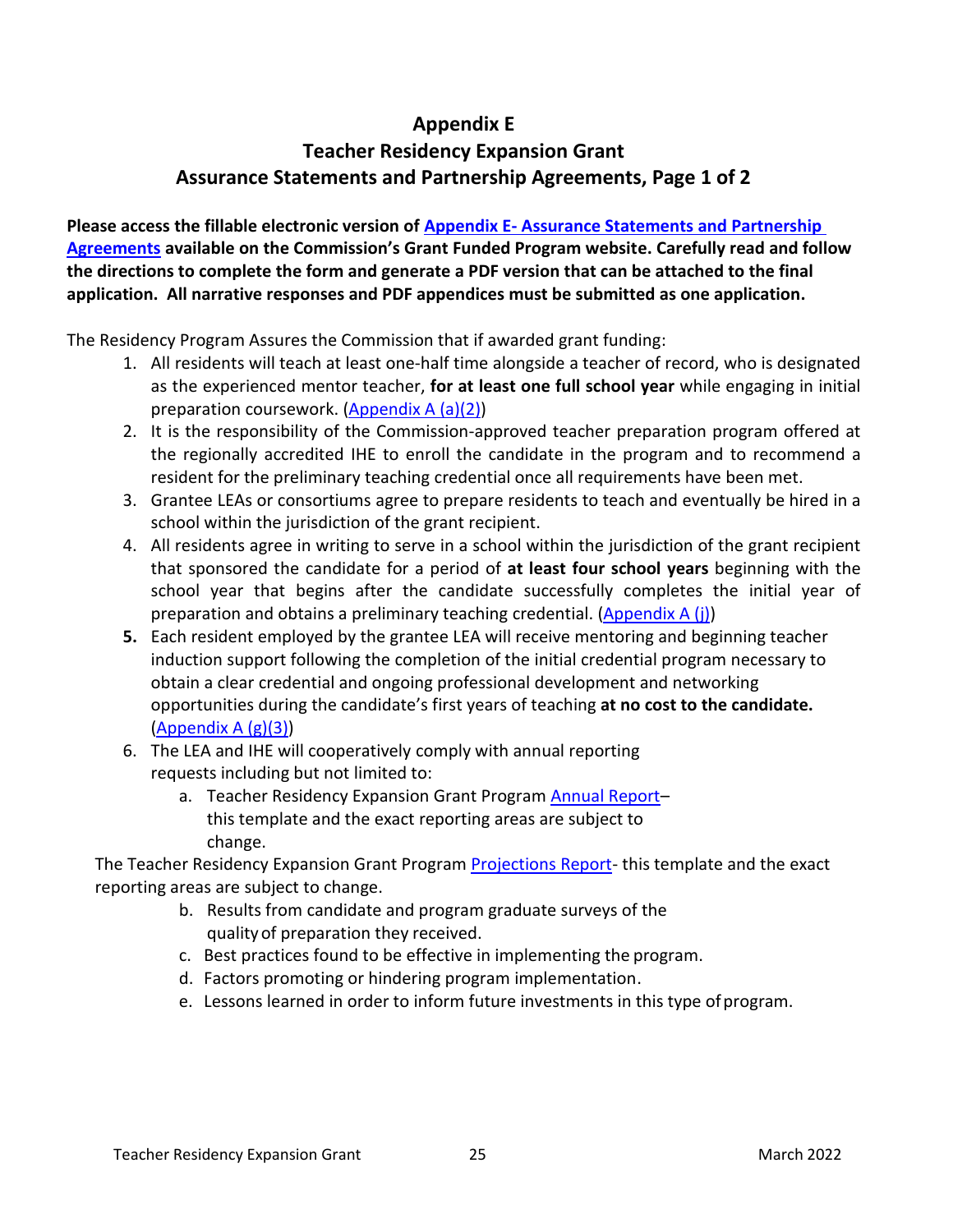# Appendix E

## Teacher Residency Expansion Grant

## Assurance Statements and Partnership Agreements, Page 1 of 2

**Please access the fillable electronic version of Appendix E- Assurance Statements and Partnership Agreements available on the Commission's Grant Funded Program website. Carefully read and follow the directions to complete the form and generate a PDF version that can be attached to the final application. All narrative responses and PDF appendices must be submitted as one application.**

The Residency Program Assures the Commission that if awarded grant funding:

1. All residents will teach at least one-half time alongside a teacher of record, who is designated as the experienced mentor teacher, **for at least one full school year** while engaging in initial preparation coursework. (Appendix A (a)(2))
2. It is the responsibility of the Commission-approved teacher preparation program offered at the regionally accredited IHE to enroll the candidate in the program and to recommend a resident for the preliminary teaching credential once all requirements have been met.
3. Grantee LEAs or consortiums agree to prepare residents to teach and eventually be hired in a school within the jurisdiction of the grant recipient.
4. All residents agree in writing to serve in a school within the jurisdiction of the grant recipient that sponsored the candidate for a period of **at least four school years** beginning with the school year that begins after the candidate successfully completes the initial year of preparation and obtains a preliminary teaching credential. (Appendix A (j))
5. Each resident employed by the grantee LEA will receive mentoring and beginning teacher induction support following the completion of the initial credential program necessary to obtain a clear credential and ongoing professional development and networking opportunities during the candidate's first years of teaching **at no cost to the candidate.** (Appendix A (g)(3))
6. The LEA and IHE will cooperatively comply with annual reporting requests including but not limited to:
   a. Teacher Residency Expansion Grant Program Annual Report– this template and the exact reporting areas are subject to change.

   The Teacher Residency Expansion Grant Program Projections Report- this template and the exact reporting areas are subject to change.

   b. Results from candidate and program graduate surveys of the quality of preparation they received.
   c. Best practices found to be effective in implementing the program.
   d. Factors promoting or hindering program implementation.
   e. Lessons learned in order to inform future investments in this type of program.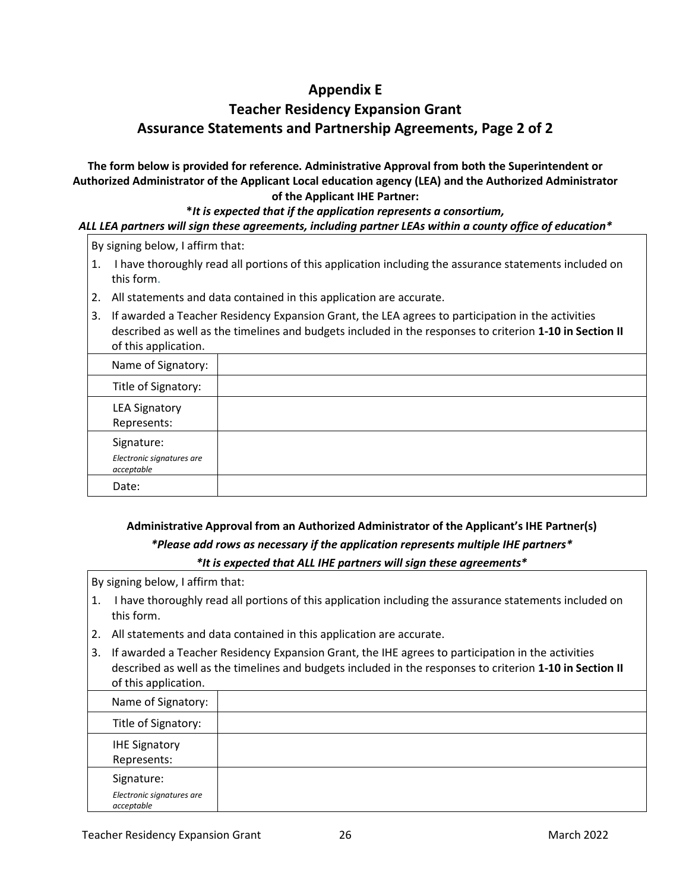# Appendix E
# Teacher Residency Expansion Grant
# Assurance Statements and Partnership Agreements, Page 2 of 2

**The form below is provided for reference. Administrative Approval from both the Superintendent or Authorized Administrator of the Applicant Local education agency (LEA) and the Authorized Administrator of the Applicant IHE Partner:**

***It is expected that if the application represents a consortium, ALL LEA partners will sign these agreements, including partner LEAs within a county office of education***

By signing below, I affirm that:

1. I have thoroughly read all portions of this application including the assurance statements included on this form.
2. All statements and data contained in this application are accurate.
3. If awarded a Teacher Residency Expansion Grant, the LEA agrees to participation in the activities described as well as the timelines and budgets included in the responses to criterion **1-10 in Section II** of this application.

| | |
|---|---|
| Name of Signatory: | |
| Title of Signatory: | |
| LEA Signatory Represents: | |
| Signature: *Electronic signatures are acceptable* | |
| Date: | |

**Administrative Approval from an Authorized Administrator of the Applicant's IHE Partner(s)**

***Please add rows as necessary if the application represents multiple IHE partners***

***It is expected that ALL IHE partners will sign these agreements***

By signing below, I affirm that:

1. I have thoroughly read all portions of this application including the assurance statements included on this form.
2. All statements and data contained in this application are accurate.
3. If awarded a Teacher Residency Expansion Grant, the IHE agrees to participation in the activities described as well as the timelines and budgets included in the responses to criterion **1-10 in Section II** of this application.

| | |
|---|---|
| Name of Signatory: | |
| Title of Signatory: | |
| IHE Signatory Represents: | |
| Signature: *Electronic signatures are acceptable* | |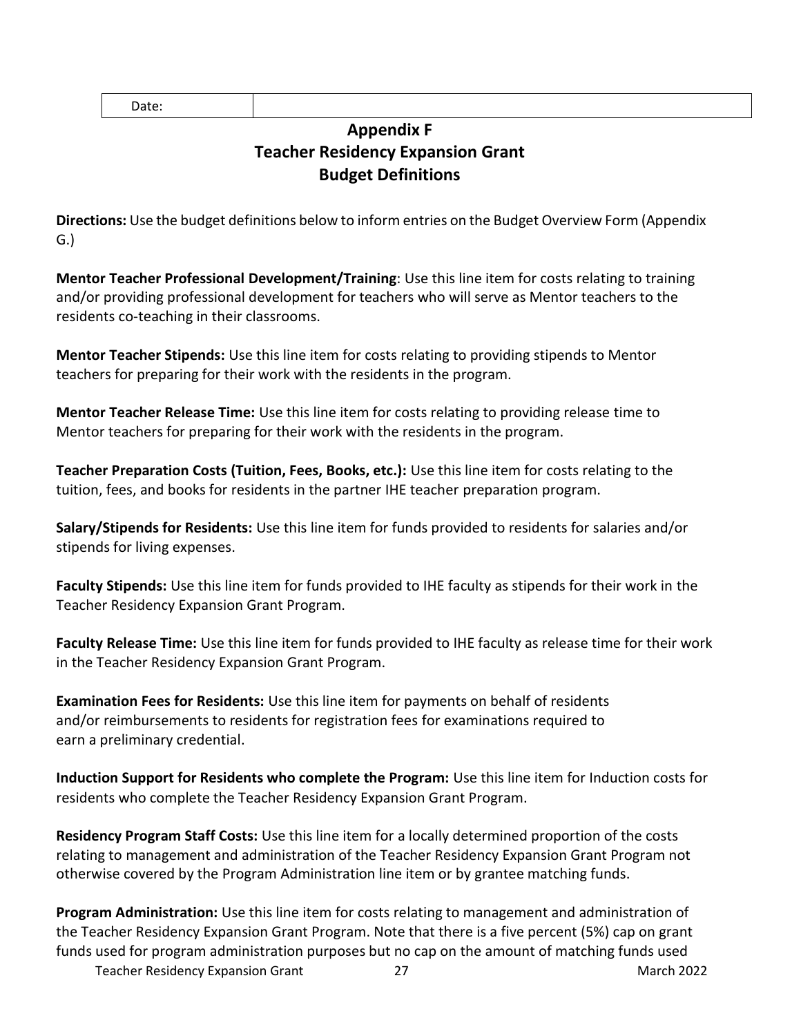| Date: | |
|---|---|

# Appendix F
# Teacher Residency Expansion Grant
# Budget Definitions

**Directions:** Use the budget definitions below to inform entries on the Budget Overview Form (Appendix G.)

**Mentor Teacher Professional Development/Training**: Use this line item for costs relating to training and/or providing professional development for teachers who will serve as Mentor teachers to the residents co-teaching in their classrooms.

**Mentor Teacher Stipends:** Use this line item for costs relating to providing stipends to Mentor teachers for preparing for their work with the residents in the program.

**Mentor Teacher Release Time:** Use this line item for costs relating to providing release time to Mentor teachers for preparing for their work with the residents in the program.

**Teacher Preparation Costs (Tuition, Fees, Books, etc.):** Use this line item for costs relating to the tuition, fees, and books for residents in the partner IHE teacher preparation program.

**Salary/Stipends for Residents:** Use this line item for funds provided to residents for salaries and/or stipends for living expenses.

**Faculty Stipends:** Use this line item for funds provided to IHE faculty as stipends for their work in the Teacher Residency Expansion Grant Program.

**Faculty Release Time:** Use this line item for funds provided to IHE faculty as release time for their work in the Teacher Residency Expansion Grant Program.

**Examination Fees for Residents:** Use this line item for payments on behalf of residents and/or reimbursements to residents for registration fees for examinations required to earn a preliminary credential.

**Induction Support for Residents who complete the Program:** Use this line item for Induction costs for residents who complete the Teacher Residency Expansion Grant Program.

**Residency Program Staff Costs:** Use this line item for a locally determined proportion of the costs relating to management and administration of the Teacher Residency Expansion Grant Program not otherwise covered by the Program Administration line item or by grantee matching funds.

**Program Administration:** Use this line item for costs relating to management and administration of the Teacher Residency Expansion Grant Program. Note that there is a five percent (5%) cap on grant funds used for program administration purposes but no cap on the amount of matching funds used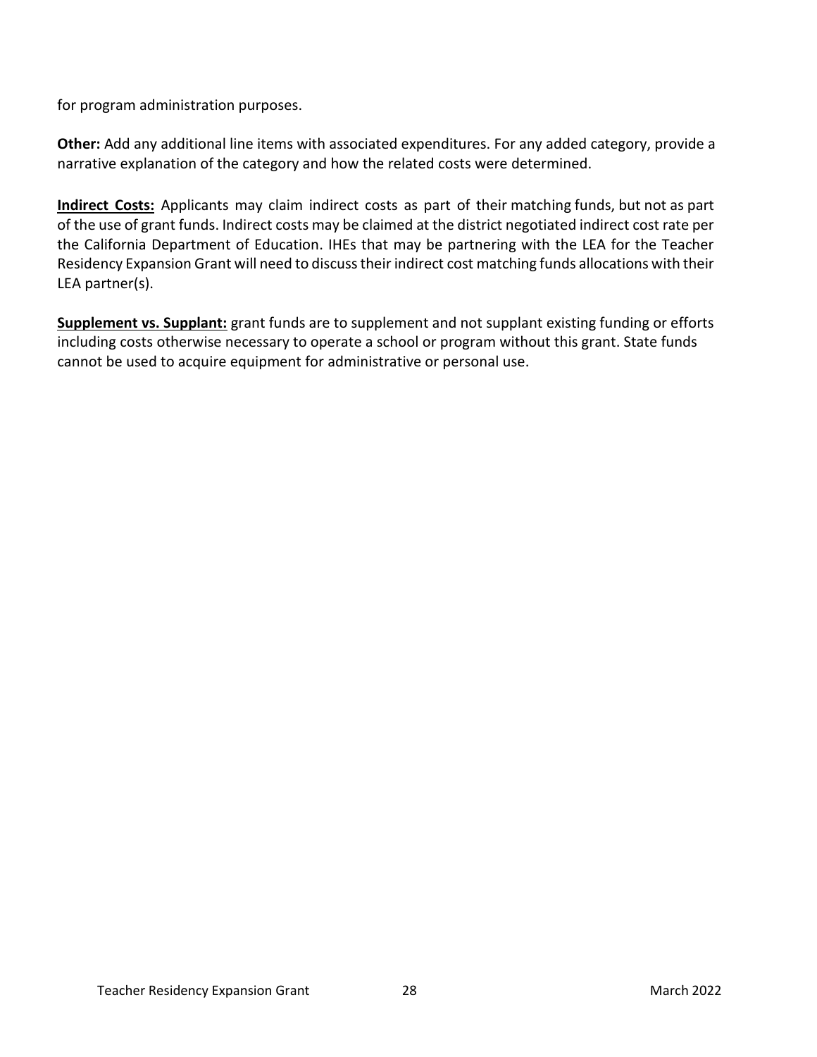for program administration purposes.

**Other:** Add any additional line items with associated expenditures. For any added category, provide a narrative explanation of the category and how the related costs were determined.

**Indirect Costs:** Applicants may claim indirect costs as part of their matching funds, but not as part of the use of grant funds. Indirect costs may be claimed at the district negotiated indirect cost rate per the California Department of Education. IHEs that may be partnering with the LEA for the Teacher Residency Expansion Grant will need to discuss their indirect cost matching funds allocations with their LEA partner(s).

**Supplement vs. Supplant:** grant funds are to supplement and not supplant existing funding or efforts including costs otherwise necessary to operate a school or program without this grant. State funds cannot be used to acquire equipment for administrative or personal use.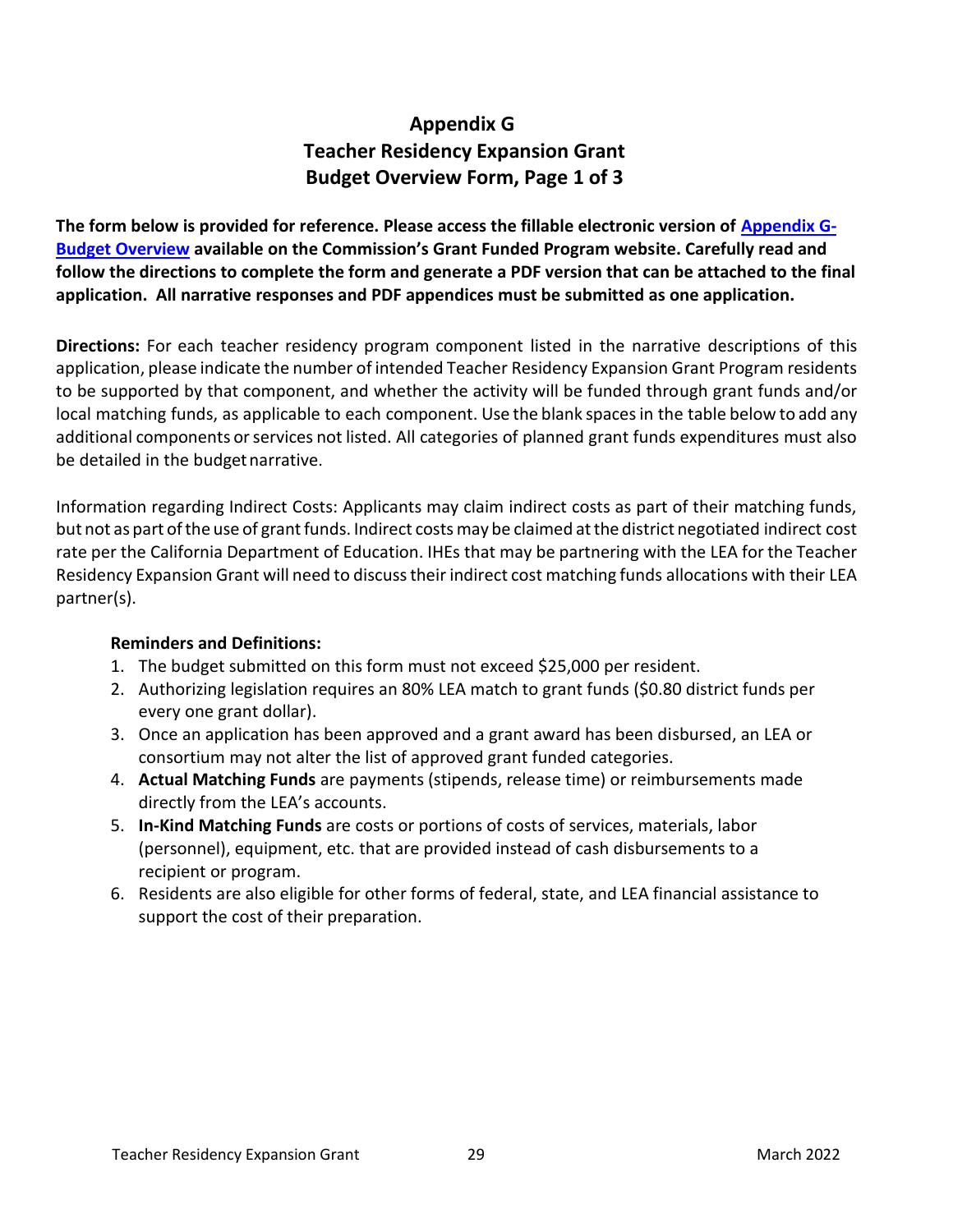# Appendix G
# Teacher Residency Expansion Grant
# Budget Overview Form, Page 1 of 3

**The form below is provided for reference. Please access the fillable electronic version of [Appendix G-Budget Overview] available on the Commission's Grant Funded Program website. Carefully read and follow the directions to complete the form and generate a PDF version that can be attached to the final application. All narrative responses and PDF appendices must be submitted as one application.**

**Directions:** For each teacher residency program component listed in the narrative descriptions of this application, please indicate the number of intended Teacher Residency Expansion Grant Program residents to be supported by that component, and whether the activity will be funded through grant funds and/or local matching funds, as applicable to each component. Use the blank spaces in the table below to add any additional components or services not listed. All categories of planned grant funds expenditures must also be detailed in the budget narrative.

Information regarding Indirect Costs: Applicants may claim indirect costs as part of their matching funds, but not as part of the use of grant funds. Indirect costs may be claimed at the district negotiated indirect cost rate per the California Department of Education. IHEs that may be partnering with the LEA for the Teacher Residency Expansion Grant will need to discuss their indirect cost matching funds allocations with their LEA partner(s).

**Reminders and Definitions:**

1. The budget submitted on this form must not exceed $25,000 per resident.
2. Authorizing legislation requires an 80% LEA match to grant funds ($0.80 district funds per every one grant dollar).
3. Once an application has been approved and a grant award has been disbursed, an LEA or consortium may not alter the list of approved grant funded categories.
4. **Actual Matching Funds** are payments (stipends, release time) or reimbursements made directly from the LEA's accounts.
5. **In-Kind Matching Funds** are costs or portions of costs of services, materials, labor (personnel), equipment, etc. that are provided instead of cash disbursements to a recipient or program.
6. Residents are also eligible for other forms of federal, state, and LEA financial assistance to support the cost of their preparation.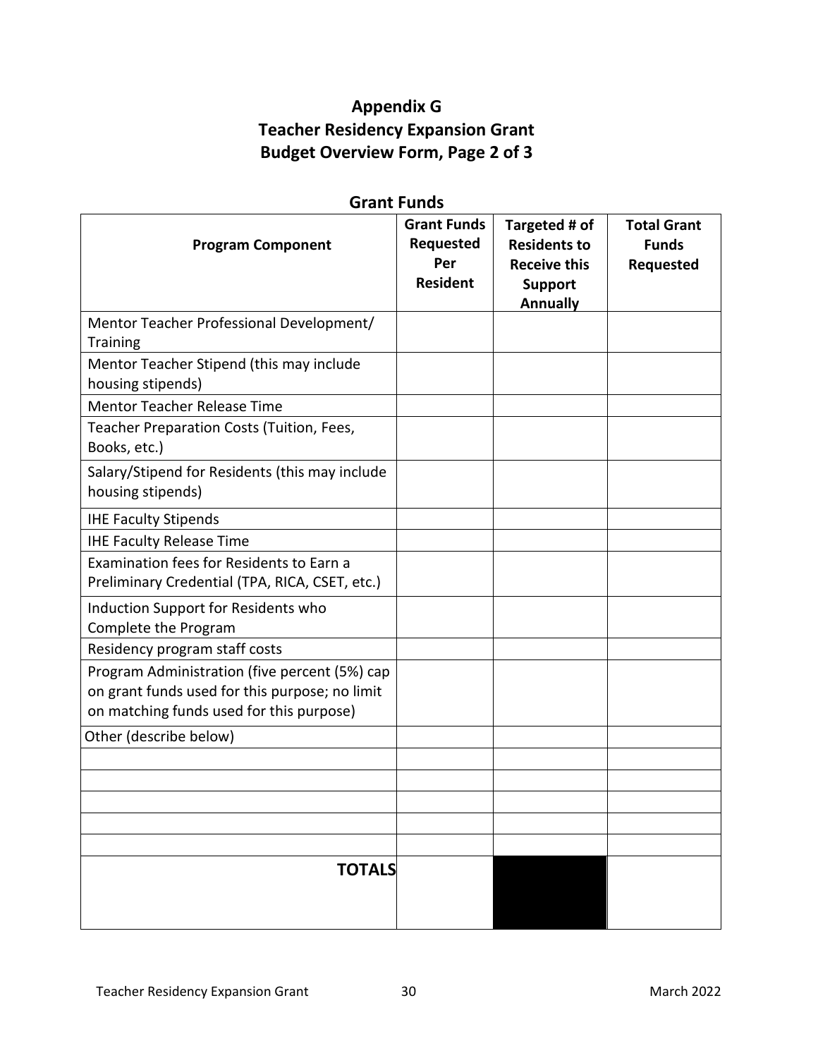# Appendix G
# Teacher Residency Expansion Grant
# Budget Overview Form, Page 2 of 3

## Grant Funds

| Program Component | Grant Funds Requested Per Resident | Targeted # of Residents to Receive this Support Annually | Total Grant Funds Requested |
|---|---|---|---|
| Mentor Teacher Professional Development/ Training | | | |
| Mentor Teacher Stipend (this may include housing stipends) | | | |
| Mentor Teacher Release Time | | | |
| Teacher Preparation Costs (Tuition, Fees, Books, etc.) | | | |
| Salary/Stipend for Residents (this may include housing stipends) | | | |
| IHE Faculty Stipends | | | |
| IHE Faculty Release Time | | | |
| Examination fees for Residents to Earn a Preliminary Credential (TPA, RICA, CSET, etc.) | | | |
| Induction Support for Residents who Complete the Program | | | |
| Residency program staff costs | | | |
| Program Administration (five percent (5%) cap on grant funds used for this purpose; no limit on matching funds used for this purpose) | | | |
| Other (describe below) | | | |
| | | | |
| | | | |
| | | | |
| | | | |
| | | | |
| **TOTALS** | | | |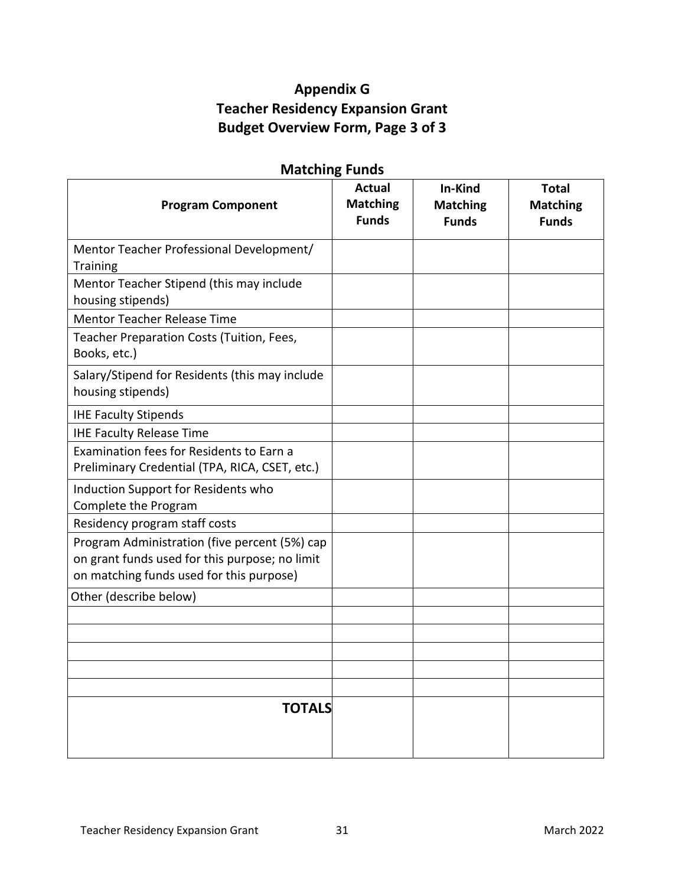# Appendix G
# Teacher Residency Expansion Grant
# Budget Overview Form, Page 3 of 3

## Matching Funds

| Program Component | Actual Matching Funds | In-Kind Matching Funds | Total Matching Funds |
|---|---|---|---|
| Mentor Teacher Professional Development/ Training | | | |
| Mentor Teacher Stipend (this may include housing stipends) | | | |
| Mentor Teacher Release Time | | | |
| Teacher Preparation Costs (Tuition, Fees, Books, etc.) | | | |
| Salary/Stipend for Residents (this may include housing stipends) | | | |
| IHE Faculty Stipends | | | |
| IHE Faculty Release Time | | | |
| Examination fees for Residents to Earn a Preliminary Credential (TPA, RICA, CSET, etc.) | | | |
| Induction Support for Residents who Complete the Program | | | |
| Residency program staff costs | | | |
| Program Administration (five percent (5%) cap on grant funds used for this purpose; no limit on matching funds used for this purpose) | | | |
| Other (describe below) | | | |
| | | | |
| | | | |
| | | | |
| | | | |
| | | | |
| **TOTALS** | | | |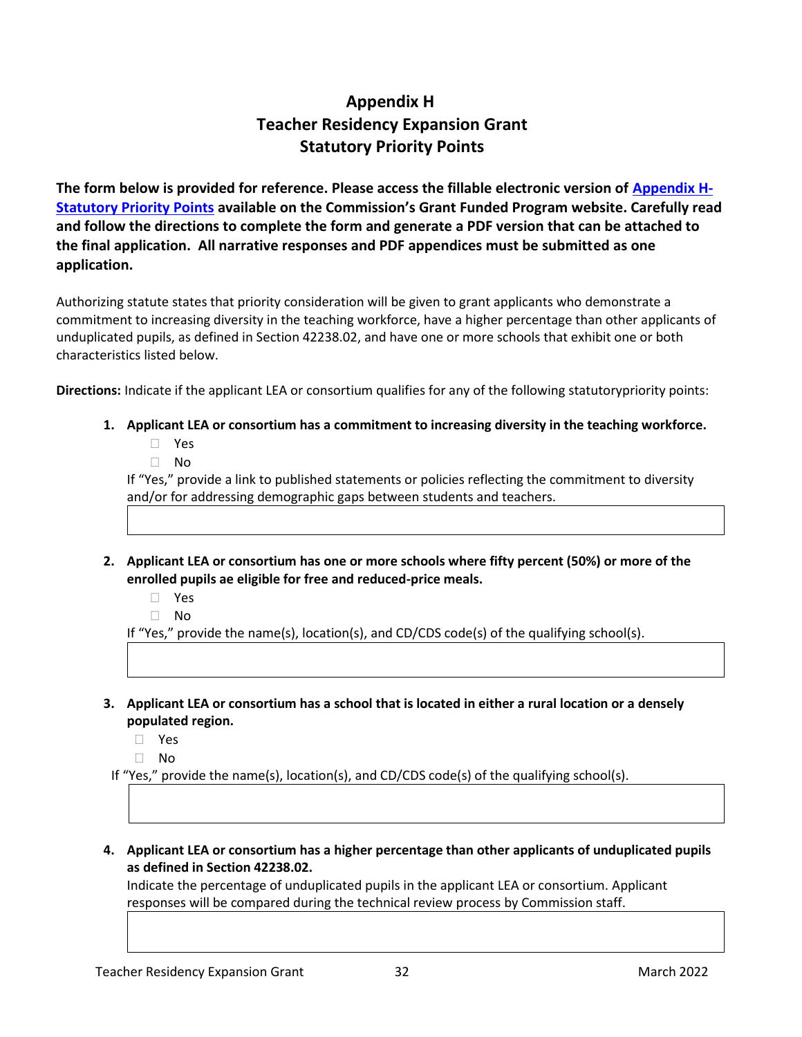# Appendix H
# Teacher Residency Expansion Grant
# Statutory Priority Points

**The form below is provided for reference. Please access the fillable electronic version of Appendix H-Statutory Priority Points available on the Commission's Grant Funded Program website. Carefully read and follow the directions to complete the form and generate a PDF version that can be attached to the final application. All narrative responses and PDF appendices must be submitted as one application.**

Authorizing statute states that priority consideration will be given to grant applicants who demonstrate a commitment to increasing diversity in the teaching workforce, have a higher percentage than other applicants of unduplicated pupils, as defined in Section 42238.02, and have one or more schools that exhibit one or both characteristics listed below.

**Directions:** Indicate if the applicant LEA or consortium qualifies for any of the following statutorypriority points:

1. **Applicant LEA or consortium has a commitment to increasing diversity in the teaching workforce.**
   - ☐ Yes
   - ☐ No

   If "Yes," provide a link to published statements or policies reflecting the commitment to diversity and/or for addressing demographic gaps between students and teachers.

2. **Applicant LEA or consortium has one or more schools where fifty percent (50%) or more of the enrolled pupils ae eligible for free and reduced-price meals.**
   - ☐ Yes
   - ☐ No

   If "Yes," provide the name(s), location(s), and CD/CDS code(s) of the qualifying school(s).

3. **Applicant LEA or consortium has a school that is located in either a rural location or a densely populated region.**
   - ☐ Yes
   - ☐ No

   If "Yes," provide the name(s), location(s), and CD/CDS code(s) of the qualifying school(s).

4. **Applicant LEA or consortium has a higher percentage than other applicants of unduplicated pupils as defined in Section 42238.02.**

   Indicate the percentage of unduplicated pupils in the applicant LEA or consortium. Applicant responses will be compared during the technical review process by Commission staff.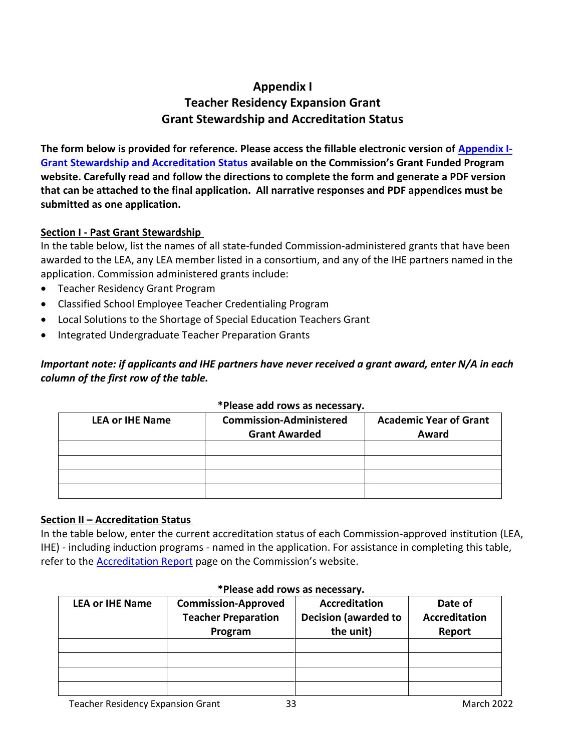# Appendix I
# Teacher Residency Expansion Grant
# Grant Stewardship and Accreditation Status

**The form below is provided for reference. Please access the fillable electronic version of [Appendix I-Grant Stewardship and Accreditation Status]() available on the Commission's Grant Funded Program website. Carefully read and follow the directions to complete the form and generate a PDF version that can be attached to the final application. All narrative responses and PDF appendices must be submitted as one application.**

## Section I - Past Grant Stewardship

In the table below, list the names of all state-funded Commission-administered grants that have been awarded to the LEA, any LEA member listed in a consortium, and any of the IHE partners named in the application. Commission administered grants include:

- Teacher Residency Grant Program
- Classified School Employee Teacher Credentialing Program
- Local Solutions to the Shortage of Special Education Teachers Grant
- Integrated Undergraduate Teacher Preparation Grants

***Important note: if applicants and IHE partners have never received a grant award, enter N/A in each column of the first row of the table.***

**\*Please add rows as necessary.**

| LEA or IHE Name | Commission-Administered Grant Awarded | Academic Year of Grant Award |
|---|---|---|
| | | |
| | | |
| | | |
| | | |

## Section II – Accreditation Status

In the table below, enter the current accreditation status of each Commission-approved institution (LEA, IHE) - including induction programs - named in the application. For assistance in completing this table, refer to the [Accreditation Report]() page on the Commission's website.

**\*Please add rows as necessary.**

| LEA or IHE Name | Commission-Approved Teacher Preparation Program | Accreditation Decision (awarded to the unit) | Date of Accreditation Report |
|---|---|---|---|
| | | | |
| | | | |
| | | | |
| | | | |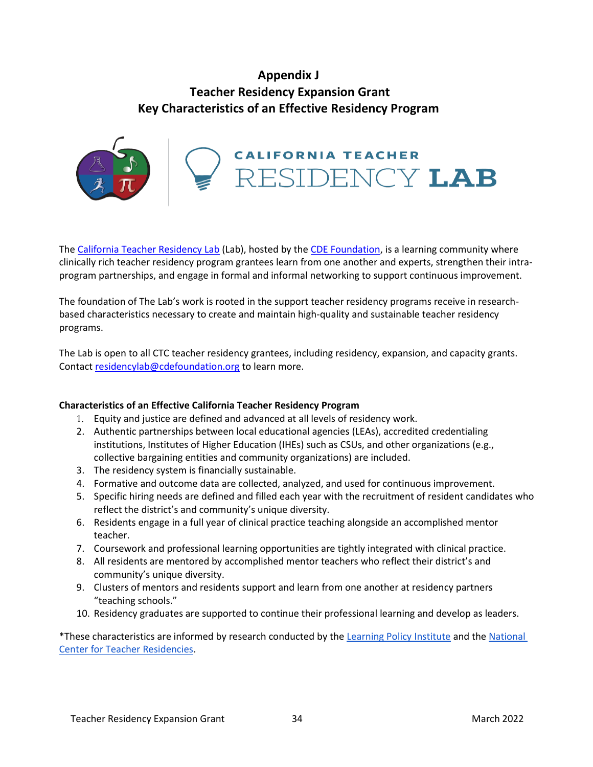# Appendix J
# Teacher Residency Expansion Grant
# Key Characteristics of an Effective Residency Program

CALIFORNIA TEACHER RESIDENCY LAB

The California Teacher Residency Lab (Lab), hosted by the CDE Foundation, is a learning community where clinically rich teacher residency program grantees learn from one another and experts, strengthen their intra-program partnerships, and engage in formal and informal networking to support continuous improvement.

The foundation of The Lab's work is rooted in the support teacher residency programs receive in research-based characteristics necessary to create and maintain high-quality and sustainable teacher residency programs.

The Lab is open to all CTC teacher residency grantees, including residency, expansion, and capacity grants. Contact residencylab@cdefoundation.org to learn more.

**Characteristics of an Effective California Teacher Residency Program**

1. Equity and justice are defined and advanced at all levels of residency work.
2. Authentic partnerships between local educational agencies (LEAs), accredited credentialing institutions, Institutes of Higher Education (IHEs) such as CSUs, and other organizations (e.g., collective bargaining entities and community organizations) are included.
3. The residency system is financially sustainable.
4. Formative and outcome data are collected, analyzed, and used for continuous improvement.
5. Specific hiring needs are defined and filled each year with the recruitment of resident candidates who reflect the district's and community's unique diversity.
6. Residents engage in a full year of clinical practice teaching alongside an accomplished mentor teacher.
7. Coursework and professional learning opportunities are tightly integrated with clinical practice.
8. All residents are mentored by accomplished mentor teachers who reflect their district's and community's unique diversity.
9. Clusters of mentors and residents support and learn from one another at residency partners "teaching schools."
10. Residency graduates are supported to continue their professional learning and develop as leaders.

*These characteristics are informed by research conducted by the Learning Policy Institute and the National Center for Teacher Residencies.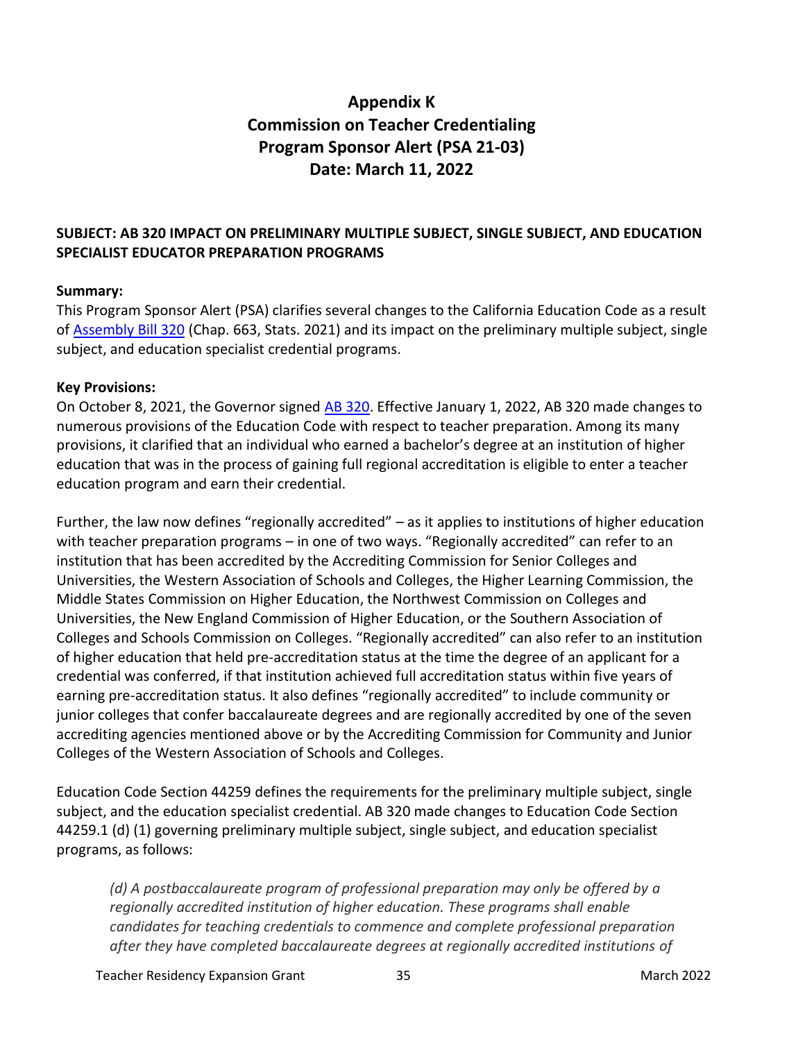# Appendix K
# Commission on Teacher Credentialing
# Program Sponsor Alert (PSA 21-03)
# Date: March 11, 2022

**SUBJECT: AB 320 IMPACT ON PRELIMINARY MULTIPLE SUBJECT, SINGLE SUBJECT, AND EDUCATION SPECIALIST EDUCATOR PREPARATION PROGRAMS**

**Summary:**
This Program Sponsor Alert (PSA) clarifies several changes to the California Education Code as a result of Assembly Bill 320 (Chap. 663, Stats. 2021) and its impact on the preliminary multiple subject, single subject, and education specialist credential programs.

**Key Provisions:**
On October 8, 2021, the Governor signed AB 320. Effective January 1, 2022, AB 320 made changes to numerous provisions of the Education Code with respect to teacher preparation. Among its many provisions, it clarified that an individual who earned a bachelor's degree at an institution of higher education that was in the process of gaining full regional accreditation is eligible to enter a teacher education program and earn their credential.

Further, the law now defines "regionally accredited" – as it applies to institutions of higher education with teacher preparation programs – in one of two ways. "Regionally accredited" can refer to an institution that has been accredited by the Accrediting Commission for Senior Colleges and Universities, the Western Association of Schools and Colleges, the Higher Learning Commission, the Middle States Commission on Higher Education, the Northwest Commission on Colleges and Universities, the New England Commission of Higher Education, or the Southern Association of Colleges and Schools Commission on Colleges. "Regionally accredited" can also refer to an institution of higher education that held pre-accreditation status at the time the degree of an applicant for a credential was conferred, if that institution achieved full accreditation status within five years of earning pre-accreditation status. It also defines "regionally accredited" to include community or junior colleges that confer baccalaureate degrees and are regionally accredited by one of the seven accrediting agencies mentioned above or by the Accrediting Commission for Community and Junior Colleges of the Western Association of Schools and Colleges.

Education Code Section 44259 defines the requirements for the preliminary multiple subject, single subject, and the education specialist credential. AB 320 made changes to Education Code Section 44259.1 (d) (1) governing preliminary multiple subject, single subject, and education specialist programs, as follows:

> *(d) A postbaccalaureate program of professional preparation may only be offered by a regionally accredited institution of higher education. These programs shall enable candidates for teaching credentials to commence and complete professional preparation after they have completed baccalaureate degrees at regionally accredited institutions of*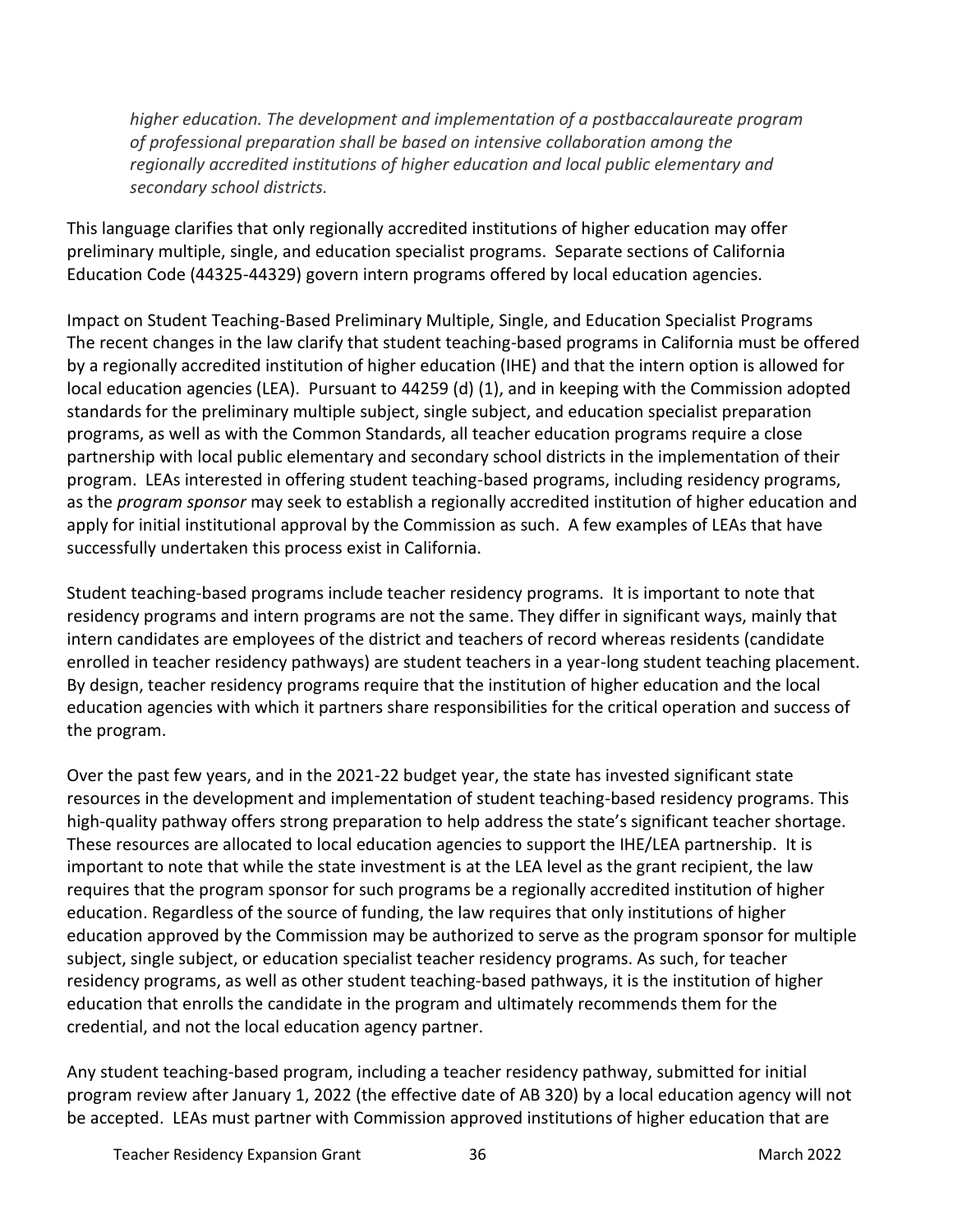*higher education. The development and implementation of a postbaccalaureate program of professional preparation shall be based on intensive collaboration among the regionally accredited institutions of higher education and local public elementary and secondary school districts.*

This language clarifies that only regionally accredited institutions of higher education may offer preliminary multiple, single, and education specialist programs. Separate sections of California Education Code (44325-44329) govern intern programs offered by local education agencies.

Impact on Student Teaching-Based Preliminary Multiple, Single, and Education Specialist Programs

The recent changes in the law clarify that student teaching-based programs in California must be offered by a regionally accredited institution of higher education (IHE) and that the intern option is allowed for local education agencies (LEA). Pursuant to 44259 (d) (1), and in keeping with the Commission adopted standards for the preliminary multiple subject, single subject, and education specialist preparation programs, as well as with the Common Standards, all teacher education programs require a close partnership with local public elementary and secondary school districts in the implementation of their program. LEAs interested in offering student teaching-based programs, including residency programs, as the *program sponsor* may seek to establish a regionally accredited institution of higher education and apply for initial institutional approval by the Commission as such. A few examples of LEAs that have successfully undertaken this process exist in California.

Student teaching-based programs include teacher residency programs. It is important to note that residency programs and intern programs are not the same. They differ in significant ways, mainly that intern candidates are employees of the district and teachers of record whereas residents (candidate enrolled in teacher residency pathways) are student teachers in a year-long student teaching placement. By design, teacher residency programs require that the institution of higher education and the local education agencies with which it partners share responsibilities for the critical operation and success of the program.

Over the past few years, and in the 2021-22 budget year, the state has invested significant state resources in the development and implementation of student teaching-based residency programs. This high-quality pathway offers strong preparation to help address the state's significant teacher shortage. These resources are allocated to local education agencies to support the IHE/LEA partnership. It is important to note that while the state investment is at the LEA level as the grant recipient, the law requires that the program sponsor for such programs be a regionally accredited institution of higher education. Regardless of the source of funding, the law requires that only institutions of higher education approved by the Commission may be authorized to serve as the program sponsor for multiple subject, single subject, or education specialist teacher residency programs. As such, for teacher residency programs, as well as other student teaching-based pathways, it is the institution of higher education that enrolls the candidate in the program and ultimately recommends them for the credential, and not the local education agency partner.

Any student teaching-based program, including a teacher residency pathway, submitted for initial program review after January 1, 2022 (the effective date of AB 320) by a local education agency will not be accepted. LEAs must partner with Commission approved institutions of higher education that are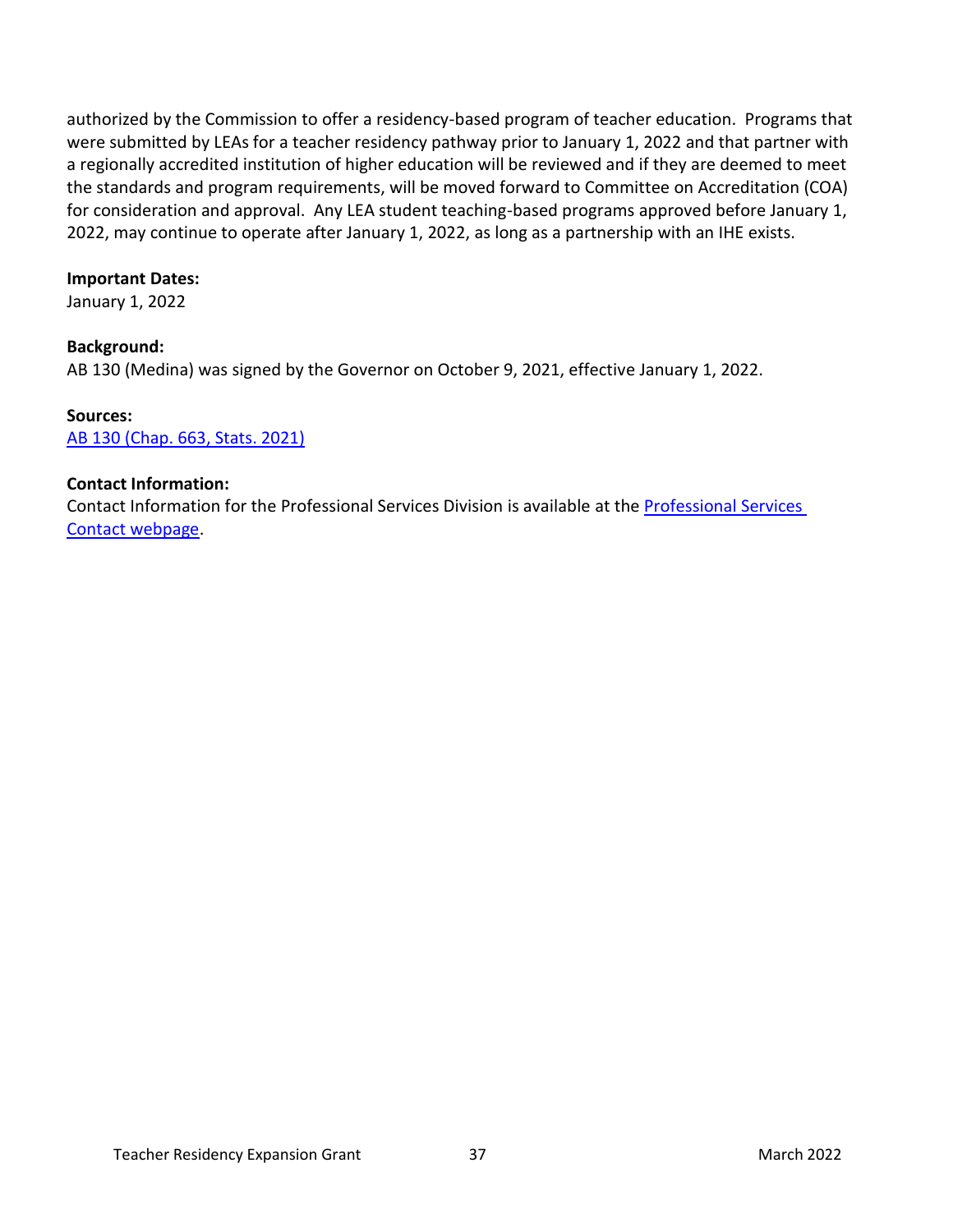authorized by the Commission to offer a residency-based program of teacher education. Programs that were submitted by LEAs for a teacher residency pathway prior to January 1, 2022 and that partner with a regionally accredited institution of higher education will be reviewed and if they are deemed to meet the standards and program requirements, will be moved forward to Committee on Accreditation (COA) for consideration and approval. Any LEA student teaching-based programs approved before January 1, 2022, may continue to operate after January 1, 2022, as long as a partnership with an IHE exists.

**Important Dates:**
January 1, 2022

**Background:**
AB 130 (Medina) was signed by the Governor on October 9, 2021, effective January 1, 2022.

**Sources:**
AB 130 (Chap. 663, Stats. 2021)

**Contact Information:**
Contact Information for the Professional Services Division is available at the Professional Services Contact webpage.